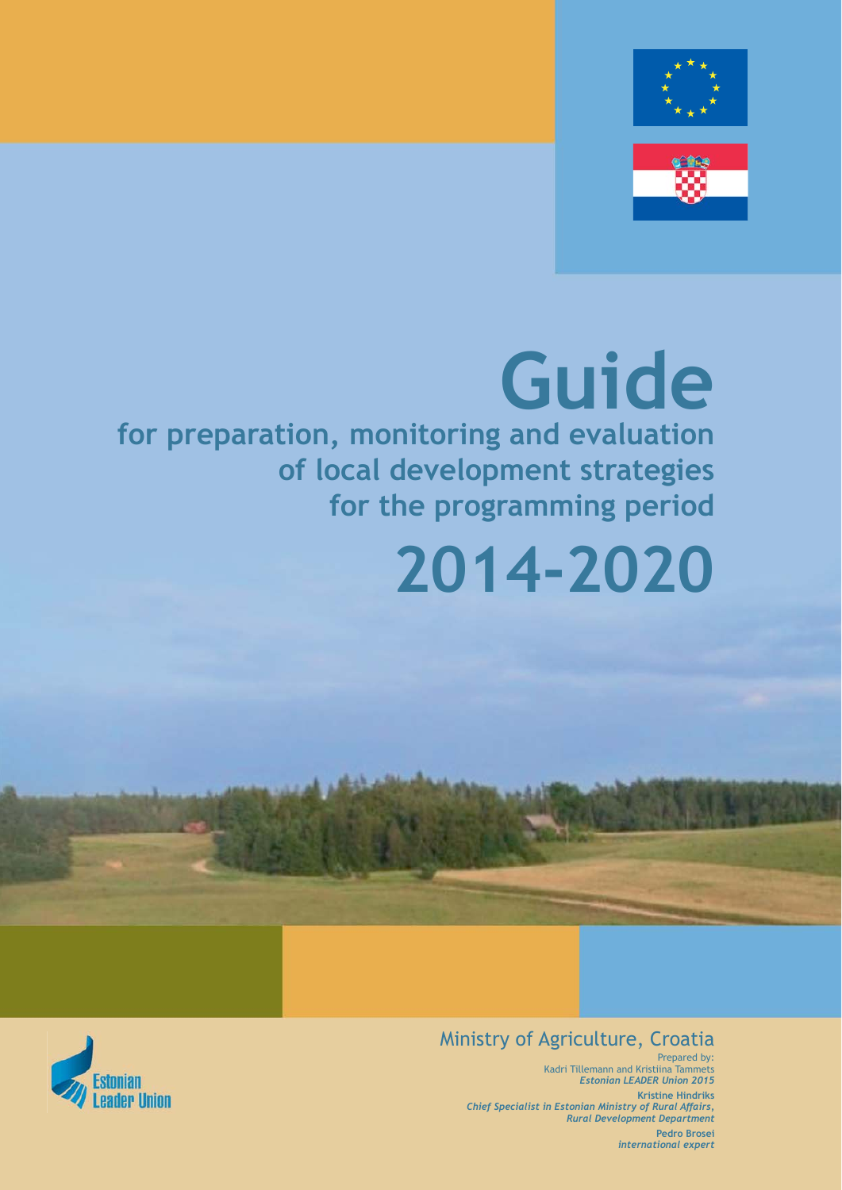# Guide

## for preparation, monitoring and evaluation of local development strategies for the programming period

# 2014-2020

Ministry of Agriculture, Croatia

Prepared by:
Kadri Tillemann and Kristiina Tammets
***Estonian LEADER Union 2015***

**Kristine Hindriks**
***Chief Specialist in Estonian Ministry of Rural Affairs, Rural Development Department***

**Pedro Brosei**
***international expert***

Estonian Leader Union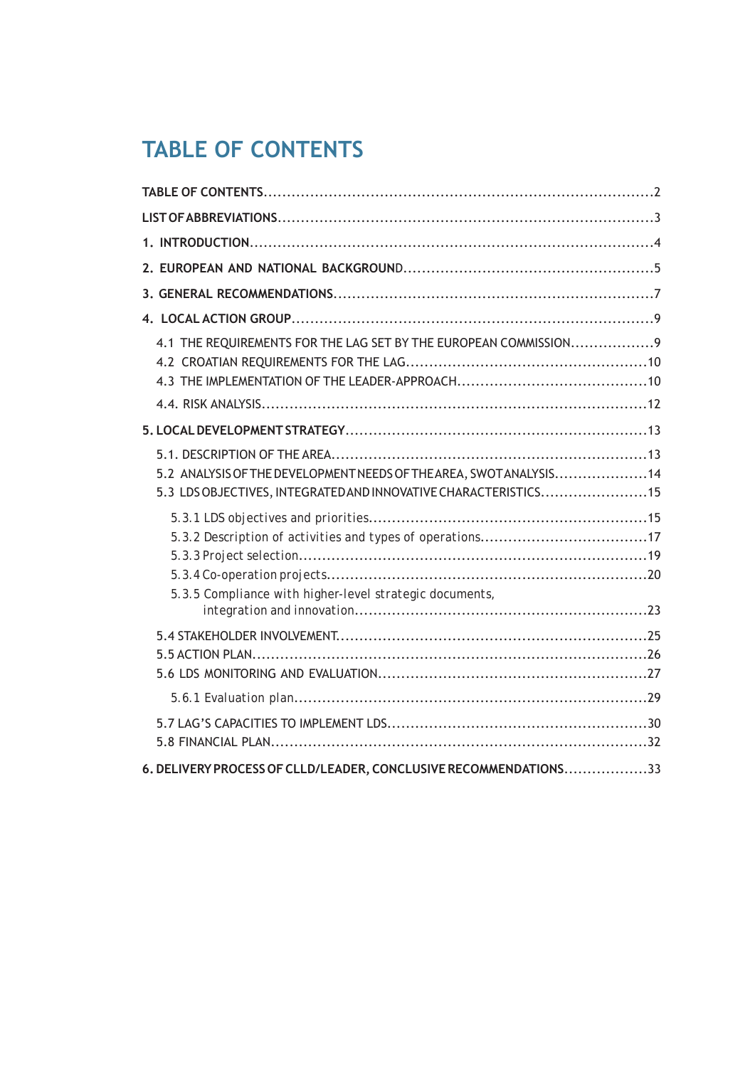# TABLE OF CONTENTS

**TABLE OF CONTENTS** .......... 2

**LIST OF ABBREVIATIONS** .......... 3

**1. INTRODUCTION** .......... 4

**2. EUROPEAN AND NATIONAL BACKGROUND** .......... 5

**3. GENERAL RECOMMENDATIONS** .......... 7

**4. LOCAL ACTION GROUP** .......... 9

- 4.1 THE REQUIREMENTS FOR THE LAG SET BY THE EUROPEAN COMMISSION .......... 9
- 4.2 CROATIAN REQUIREMENTS FOR THE LAG .......... 10
- 4.3 THE IMPLEMENTATION OF THE LEADER-APPROACH .......... 10
- 4.4. RISK ANALYSIS .......... 12

**5. LOCAL DEVELOPMENT STRATEGY** .......... 13

- 5.1. DESCRIPTION OF THE AREA .......... 13
- 5.2 ANALYSIS OF THE DEVELOPMENT NEEDS OF THE AREA, SWOT ANALYSIS .......... 14
- 5.3 LDS OBJECTIVES, INTEGRATED AND INNOVATIVE CHARACTERISTICS .......... 15
  - 5.3.1 LDS objectives and priorities .......... 15
  - 5.3.2 Description of activities and types of operations .......... 17
  - 5.3.3 Project selection .......... 19
  - 5.3.4 Co-operation projects .......... 20
  - 5.3.5 Compliance with higher-level strategic documents, integration and innovation .......... 23
- 5.4 STAKEHOLDER INVOLVEMENT .......... 25
- 5.5 ACTION PLAN .......... 26
- 5.6 LDS MONITORING AND EVALUATION .......... 27
  - 5.6.1 Evaluation plan .......... 29
- 5.7 LAG'S CAPACITIES TO IMPLEMENT LDS .......... 30
- 5.8 FINANCIAL PLAN .......... 32

**6. DELIVERY PROCESS OF CLLD/LEADER, CONCLUSIVE RECOMMENDATIONS** .......... 33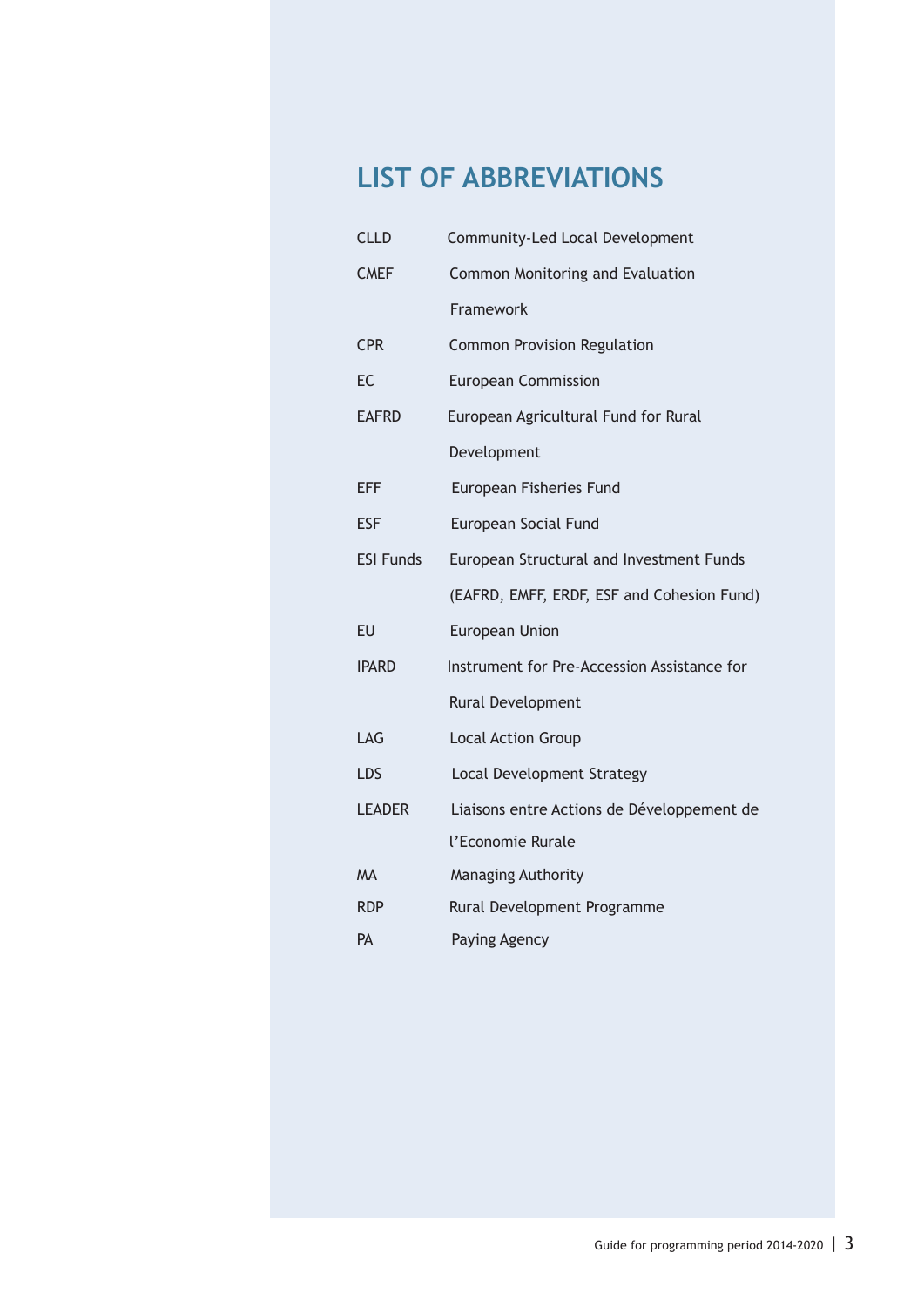# LIST OF ABBREVIATIONS

| | |
|---|---|
| CLLD | Community-Led Local Development |
| CMEF | Common Monitoring and Evaluation Framework |
| CPR | Common Provision Regulation |
| EC | European Commission |
| EAFRD | European Agricultural Fund for Rural Development |
| EFF | European Fisheries Fund |
| ESF | European Social Fund |
| ESI Funds | European Structural and Investment Funds (EAFRD, EMFF, ERDF, ESF and Cohesion Fund) |
| EU | European Union |
| IPARD | Instrument for Pre-Accession Assistance for Rural Development |
| LAG | Local Action Group |
| LDS | Local Development Strategy |
| LEADER | Liaisons entre Actions de Développement de l'Economie Rurale |
| MA | Managing Authority |
| RDP | Rural Development Programme |
| PA | Paying Agency |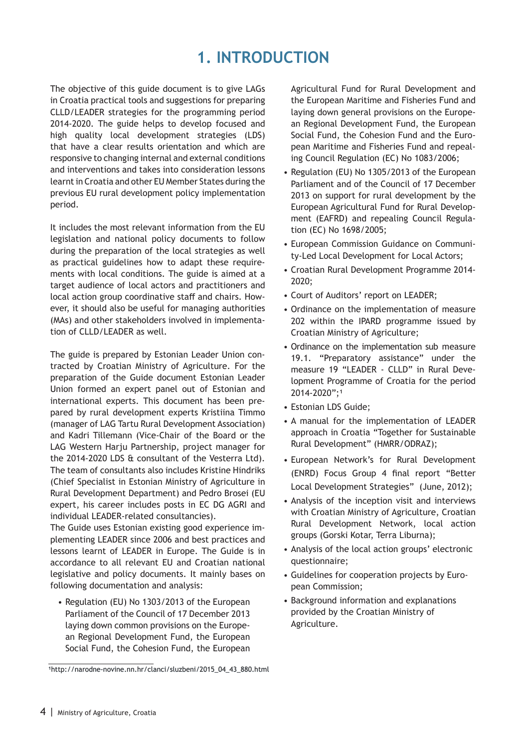# 1. INTRODUCTION

The objective of this guide document is to give LAGs in Croatia practical tools and suggestions for preparing CLLD/LEADER strategies for the programming period 2014-2020. The guide helps to develop focused and high quality local development strategies (LDS) that have a clear results orientation and which are responsive to changing internal and external conditions and interventions and takes into consideration lessons learnt in Croatia and other EU Member States during the previous EU rural development policy implementation period.

It includes the most relevant information from the EU legislation and national policy documents to follow during the preparation of the local strategies as well as practical guidelines how to adapt these requirements with local conditions. The guide is aimed at a target audience of local actors and practitioners and local action group coordinative staff and chairs. However, it should also be useful for managing authorities (MAs) and other stakeholders involved in implementation of CLLD/LEADER as well.

The guide is prepared by Estonian Leader Union contracted by Croatian Ministry of Agriculture. For the preparation of the Guide document Estonian Leader Union formed an expert panel out of Estonian and international experts. This document has been prepared by rural development experts Kristiina Timmo (manager of LAG Tartu Rural Development Association) and Kadri Tillemann (Vice-Chair of the Board or the LAG Western Harju Partnership, project manager for the 2014-2020 LDS & consultant of the Vesterra Ltd). The team of consultants also includes Kristine Hindriks (Chief Specialist in Estonian Ministry of Agriculture in Rural Development Department) and Pedro Brosei (EU expert, his career includes posts in EC DG AGRI and individual LEADER-related consultancies).
The Guide uses Estonian existing good experience implementing LEADER since 2006 and best practices and lessons learnt of LEADER in Europe. The Guide is in accordance to all relevant EU and Croatian national legislative and policy documents. It mainly bases on following documentation and analysis:

- Regulation (EU) No 1303/2013 of the European Parliament the Council of 17 December 2013 laying down common provisions on the European Regional Development Fund, the European Social Fund, the Cohesion Fund, the European Agricultural Fund for Rural Development and the European Maritime and Fisheries Fund and laying down general provisions on the European Regional Development Fund, the European Social Fund, the Cohesion Fund and the European Maritime and Fisheries Fund and repealing Council Regulation (EC) No 1083/2006;
- Regulation (EU) No 1305/2013 of the European Parliament and of the Council of 17 December 2013 on support for rural development by the European Agricultural Fund for Rural Development (EAFRD) and repealing Council Regulation (EC) No 1698/2005;
- European Commission Guidance on Community-Led Local Development for Local Actors;
- Croatian Rural Development Programme 2014-2020;
- Court of Auditors' report on LEADER;
- Ordinance on the implementation of measure 202 within the IPARD programme issued by Croatian Ministry of Agriculture;
- Ordinance on the implementation sub measure 19.1. "Preparatory assistance" under the measure 19 "LEADER - CLLD" in Rural Development Programme of Croatia for the period 2014-2020";[1]
- Estonian LDS Guide;
- A manual for the implementation of LEADER approach in Croatia "Together for Sustainable Rural Development" (HMRR/ODRAZ);
- European Network's for Rural Development (ENRD) Focus Group 4 final report "Better Local Development Strategies" (June, 2012);
- Analysis of the inception visit and interviews with Croatian Ministry of Agriculture, Croatian Rural Development Network, local action groups (Gorski Kotar, Terra Liburna);
- Analysis of the local action groups' electronic questionnaire;
- Guidelines for cooperation projects by European Commission;
- Background information and explanations provided by the Croatian Ministry of Agriculture.

[1] http://narodne-novine.nn.hr/clanci/sluzbeni/2015_04_43_880.html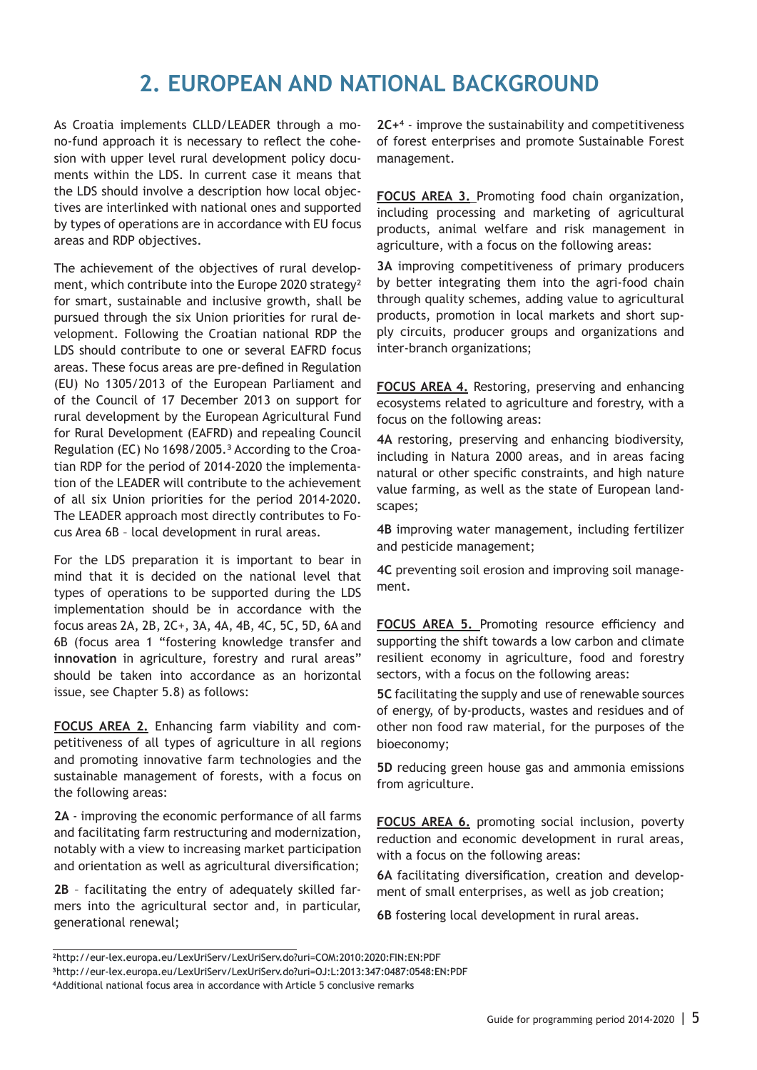# 2. EUROPEAN AND NATIONAL BACKGROUND

As Croatia implements CLLD/LEADER through a mono-fund approach it is necessary to reflect the cohesion with upper level rural development policy documents within the LDS. In current case it means that the LDS should involve a description how local objectives are interlinked with national ones and supported by types of operations are in accordance with EU focus areas and RDP objectives.

The achievement of the objectives of rural development, which contribute into the Europe 2020 strategy[2] for smart, sustainable and inclusive growth, shall be pursued through the six Union priorities for rural development. Following the Croatian national RDP the LDS should contribute to one or several EAFRD focus areas. These focus areas are pre-defined in Regulation (EU) No 1305/2013 of the European Parliament and of the Council of 17 December 2013 on support for rural development by the European Agricultural Fund for Rural Development (EAFRD) and repealing Council Regulation (EC) No 1698/2005.[3] According to the Croatian RDP for the period of 2014-2020 the implementation of the LEADER will contribute to the achievement of all six Union priorities for the period 2014-2020. The LEADER approach most directly contributes to Focus Area 6B – local development in rural areas.

For the LDS preparation it is important to bear in mind that it is decided on the national level that types of operations to be supported during the LDS implementation should be in accordance with the focus areas 2A, 2B, 2C+, 3A, 4A, 4B, 4C, 5C, 5D, 6A and 6B (focus area 1 "fostering knowledge transfer and **innovation** in agriculture, forestry and rural areas" should be taken into accordance as an horizontal issue, see Chapter 5.8) as follows:

**FOCUS AREA 2.** Enhancing farm viability and competitiveness of all types of agriculture in all regions and promoting innovative farm technologies and the sustainable management of forests, with a focus on the following areas:

**2A** - improving the economic performance of all farms and facilitating farm restructuring and modernization, notably with a view to increasing market participation and orientation as well as agricultural diversification;

**2B** – facilitating the entry of adequately skilled farmers into the agricultural sector and, in particular, generational renewal;

**2C+**[4] - improve the sustainability and competitiveness of forest enterprises and promote Sustainable Forest management.

**FOCUS AREA 3.** Promoting food chain organization, including processing and marketing of agricultural products, animal welfare and risk management in agriculture, with a focus on the following areas:

**3A** improving competitiveness of primary producers by better integrating them into the agri-food chain through quality schemes, adding value to agricultural products, promotion in local markets and short supply circuits, producer groups and organizations and inter-branch organizations;

**FOCUS AREA 4.** Restoring, preserving and enhancing ecosystems related to agriculture and forestry, with a focus on the following areas:

**4A** restoring, preserving and enhancing biodiversity, including in Natura 2000 areas, and in areas facing natural or other specific constraints, and high nature value farming, as well as the state of European landscapes;

**4B** improving water management, including fertilizer and pesticide management;

**4C** preventing soil erosion and improving soil management.

**FOCUS AREA 5.** Promoting resource efficiency and supporting the shift towards a low carbon and climate resilient economy in agriculture, food and forestry sectors, with a focus on the following areas:

**5C** facilitating the supply and use of renewable sources of energy, of by-products, wastes and residues and of other non food raw material, for the purposes of the bioeconomy;

**5D** reducing green house gas and ammonia emissions from agriculture.

**FOCUS AREA 6.** promoting social inclusion, poverty reduction and economic development in rural areas, with a focus on the following areas:

**6A** facilitating diversification, creation and development of small enterprises, as well as job creation;

**6B** fostering local development in rural areas.

---

[2]http://eur-lex.europa.eu/LexUriServ/LexUriServ.do?uri=COM:2010:2020:FIN:EN:PDF

[3]http://eur-lex.europa.eu/LexUriServ/LexUriServ.do?uri=OJ:L:2013:347:0487:0548:EN:PDF

[4]Additional national focus area in accordance with Article 5 conclusive remarks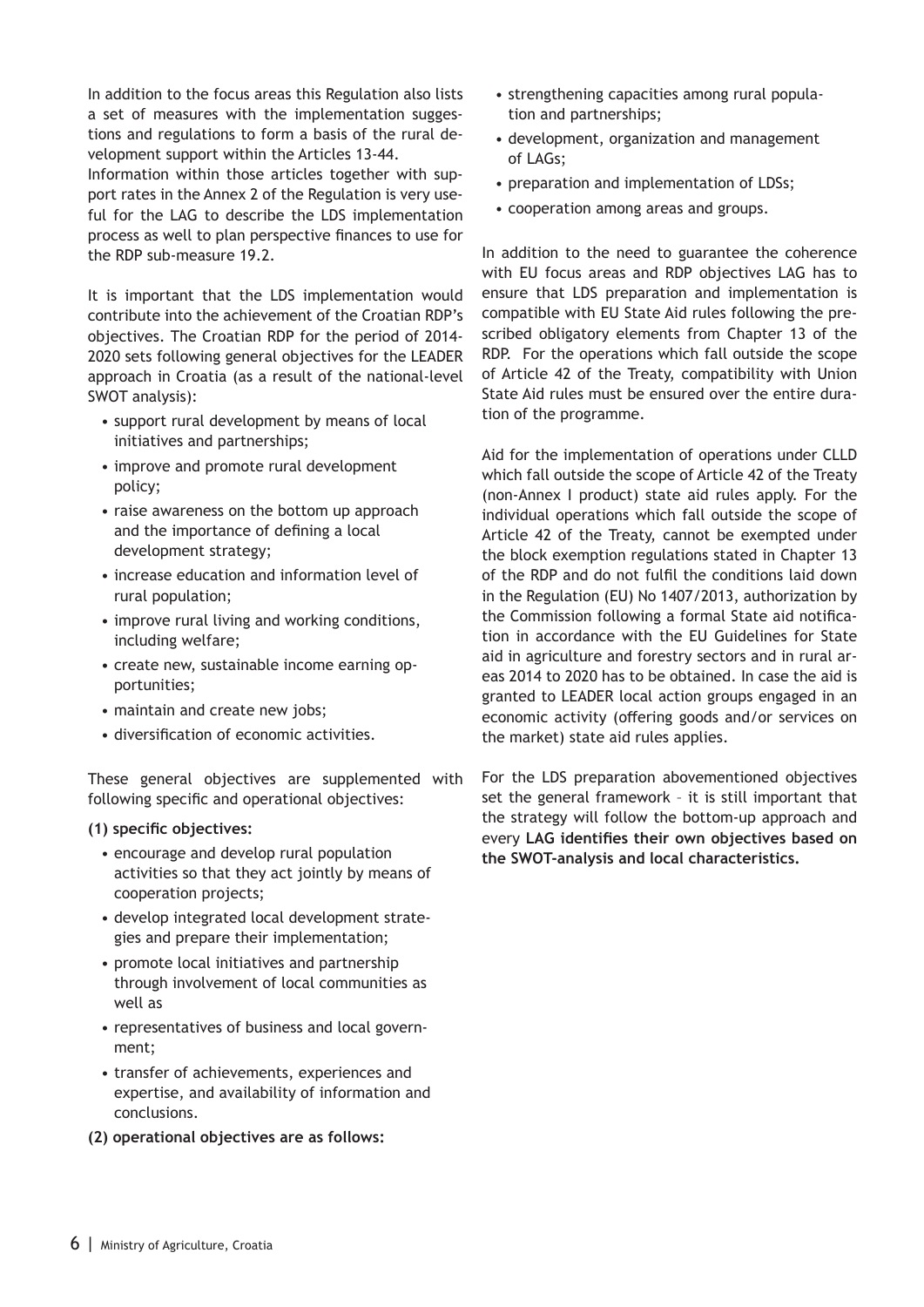In addition to the focus areas this Regulation also lists a set of measures with the implementation suggestions and regulations to form a basis of the rural development support within the Articles 13-44.
Information within those articles together with support rates in the Annex 2 of the Regulation is very useful for the LAG to describe the LDS implementation process as well to plan perspective finances to use for the RDP sub-measure 19.2.

It is important that the LDS implementation would contribute into the achievement of the Croatian RDP's objectives. The Croatian RDP for the period of 2014-2020 sets following general objectives for the LEADER approach in Croatia (as a result of the national-level SWOT analysis):

- support rural development by means of local initiatives and partnerships;
- improve and promote rural development policy;
- raise awareness on the bottom up approach and the importance of defining a local development strategy;
- increase education and information level of rural population;
- improve rural living and working conditions, including welfare;
- create new, sustainable income earning opportunities;
- maintain and create new jobs;
- diversification of economic activities.

These general objectives are supplemented with following specific and operational objectives:

**(1) specific objectives:**

- encourage and develop rural population activities so that they act jointly by means of cooperation projects;
- develop integrated local development strategies and prepare their implementation;
- promote local initiatives and partnership through involvement of local communities as well as
- representatives of business and local government;
- transfer of achievements, experiences and expertise, and availability of information and conclusions.

**(2) operational objectives are as follows:**

- strengthening capacities among rural population and partnerships;
- development, organization and management of LAGs;
- preparation and implementation of LDSs;
- cooperation among areas and groups.

In addition to the need to guarantee the coherence with EU focus areas and RDP objectives LAG has to ensure that LDS preparation and implementation is compatible with EU State Aid rules following the prescribed obligatory elements from Chapter 13 of the RDP. For the operations which fall outside the scope of Article 42 of the Treaty, compatibility with Union State Aid rules must be ensured over the entire duration of the programme.

Aid for the implementation of operations under CLLD which fall outside the scope of Article 42 of the Treaty (non-Annex I product) state aid rules apply. For the individual operations which fall outside the scope of Article 42 of the Treaty, cannot be exempted under the block exemption regulations stated in Chapter 13 of the RDP and do not fulfil the conditions laid down in the Regulation (EU) No 1407/2013, authorization by the Commission following a formal State aid notification in accordance with the EU Guidelines for State aid in agriculture and forestry sectors and in rural areas 2014 to 2020 has to be obtained. In case the aid is granted to LEADER local action groups engaged in an economic activity (offering goods and/or services on the market) state aid rules applies.

For the LDS preparation abovementioned objectives set the general framework – it is still important that the strategy will follow the bottom-up approach and every **LAG identifies their own objectives based on the SWOT-analysis and local characteristics.**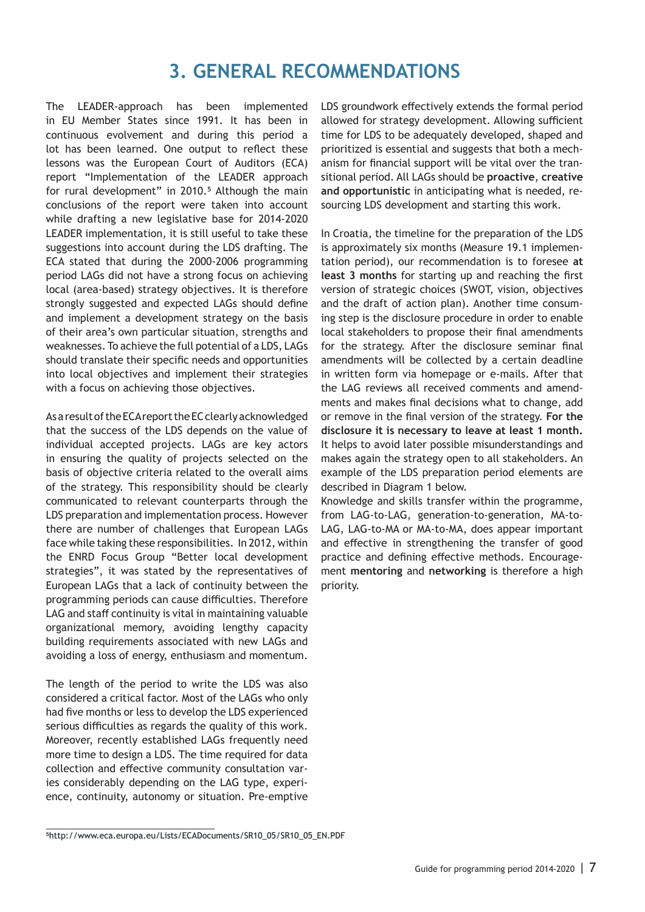# 3. GENERAL RECOMMENDATIONS

The LEADER-approach has been implemented in EU Member States since 1991. It has been in continuous evolvement and during this period a lot has been learned. One output to reflect these lessons was the European Court of Auditors (ECA) report "Implementation of the LEADER approach for rural development" in 2010.[5] Although the main conclusions of the report were taken into account while drafting a new legislative base for 2014-2020 LEADER implementation, it is still useful to take these suggestions into account during the LDS drafting. The ECA stated that during the 2000-2006 programming period LAGs did not have a strong focus on achieving local (area-based) strategy objectives. It is therefore strongly suggested and expected LAGs should define and implement a development strategy on the basis of their area's own particular situation, strengths and weaknesses. To achieve the full potential of a LDS, LAGs should translate their specific needs and opportunities into local objectives and implement their strategies with a focus on achieving those objectives.

As a result of the ECA report the EC clearly acknowledged that the success of the LDS depends on the value of individual accepted projects. LAGs are key actors in ensuring the quality of projects selected on the basis of objective criteria related to the overall aims of the strategy. This responsibility should be clearly communicated to relevant counterparts through the LDS preparation and implementation process. However there are number of challenges that European LAGs face while taking these responsibilities. In 2012, within the ENRD Focus Group "Better local development strategies", it was stated by the representatives of European LAGs that a lack of continuity between the programming periods can cause difficulties. Therefore LAG and staff continuity is vital in maintaining valuable organizational memory, avoiding lengthy capacity building requirements associated with new LAGs and avoiding a loss of energy, enthusiasm and momentum.

The length of the period to write the LDS was also considered a critical factor. Most of the LAGs who only had five months or less to develop the LDS experienced serious difficulties as regards the quality of this work. Moreover, recently established LAGs frequently need more time to design a LDS. The time required for data collection and effective community consultation varies considerably depending on the LAG type, experience, continuity, autonomy or situation. Pre-emptive LDS groundwork effectively extends the formal period allowed for strategy development. Allowing sufficient time for LDS to be adequately developed, shaped and prioritized is essential and suggests that both a mechanism for financial support will be vital over the transitional period. All LAGs should be **proactive**, **creative and opportunistic** in anticipating what is needed, resourcing LDS development and starting this work.

In Croatia, the timeline for the preparation of the LDS is approximately six months (Measure 19.1 implementation period), our recommendation is to foresee **at least 3 months** for starting up and reaching the first version of strategic choices (SWOT, vision, objectives and the draft of action plan). Another time consuming step is the disclosure procedure in order to enable local stakeholders to propose their final amendments for the strategy. After the disclosure seminar final amendments will be collected by a certain deadline in written form via homepage or e-mails. After that the LAG reviews all received comments and amendments and makes final decisions what to change, add or remove in the final version of the strategy. **For the disclosure it is necessary to leave at least 1 month.** It helps to avoid later possible misunderstandings and makes again the strategy open to all stakeholders. An example of the LDS preparation period elements are described in Diagram 1 below.

Knowledge and skills transfer within the programme, from LAG-to-LAG, generation-to-generation, MA-to-LAG, LAG-to-MA or MA-to-MA, does appear important and effective in strengthening the transfer of good practice and defining effective methods. Encouragement **mentoring** and **networking** is therefore a high priority.

[5] http://www.eca.europa.eu/Lists/ECADocuments/SR10_05/SR10_05_EN.PDF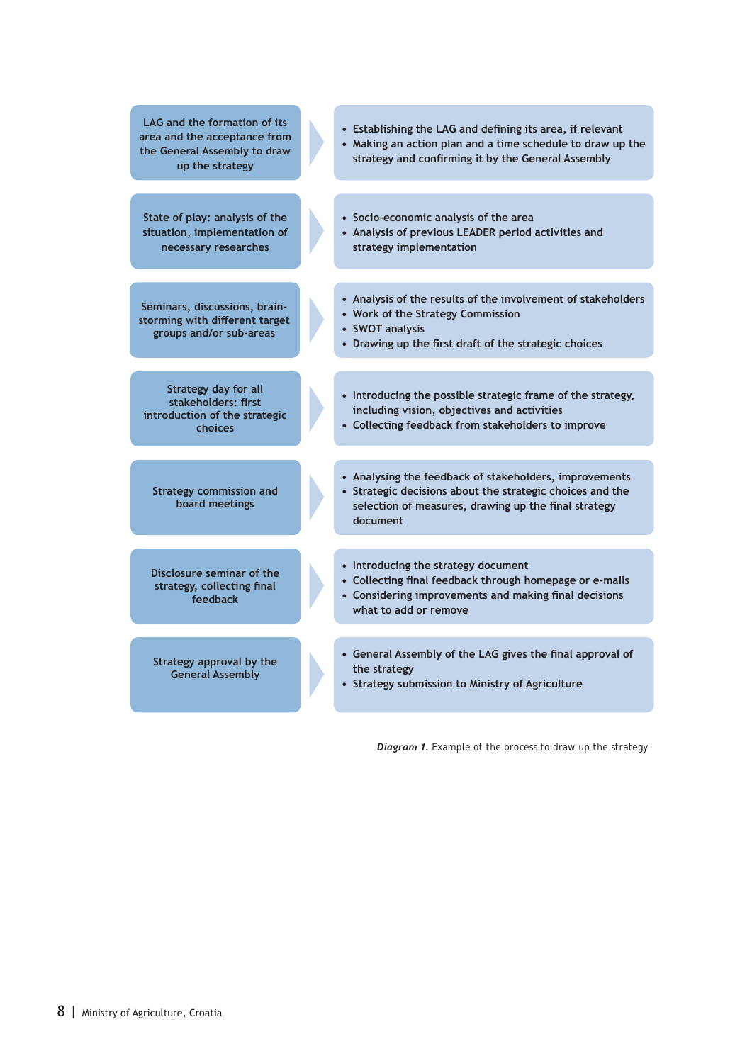| Step | Activities |
| --- | --- |
| LAG and the formation of its area and the acceptance from the General Assembly to draw up the strategy | • Establishing the LAG and defining its area, if relevant<br>• Making an action plan and a time schedule to draw up the strategy and confirming it by the General Assembly |
| State of play: analysis of the situation, implementation of necessary researches | • Socio-economic analysis of the area<br>• Analysis of previous LEADER period activities and strategy implementation |
| Seminars, discussions, brain-storming with different target groups and/or sub-areas | • Analysis of the results of the involvement of stakeholders<br>• Work of the Strategy Commission<br>• SWOT analysis<br>• Drawing up the first draft of the strategic choices |
| Strategy day for all stakeholders: first introduction of the strategic choices | • Introducing the possible strategic frame of the strategy, including vision, objectives and activities<br>• Collecting feedback from stakeholders to improve |
| Strategy commission and board meetings | • Analysing the feedback of stakeholders, improvements<br>• Strategic decisions about the strategic choices and the selection of measures, drawing up the final strategy document |
| Disclosure seminar of the strategy, collecting final feedback | • Introducing the strategy document<br>• Collecting final feedback through homepage or e-mails<br>• Considering improvements and making final decisions what to add or remove |
| Strategy approval by the General Assembly | • General Assembly of the LAG gives the final approval of the strategy<br>• Strategy submission to Ministry of Agriculture |

***Diagram 1.*** Example of the process to draw up the strategy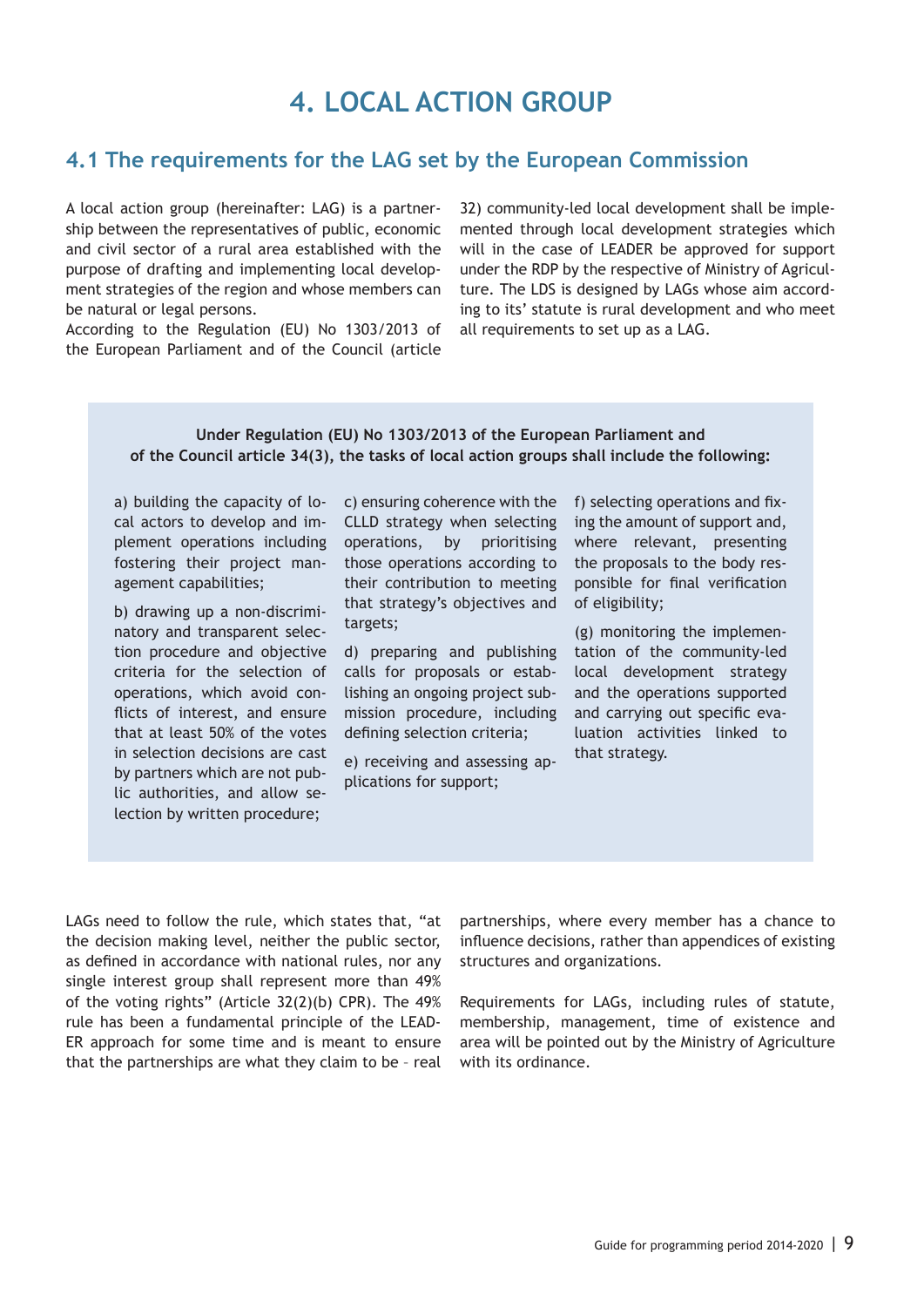# 4. LOCAL ACTION GROUP

## 4.1 The requirements for the LAG set by the European Commission

A local action group (hereinafter: LAG) is a partnership between the representatives of public, economic and civil sector of a rural area established with the purpose of drafting and implementing local development strategies of the region and whose members can be natural or legal persons.

According to the Regulation (EU) No 1303/2013 of the European Parliament and of the Council (article 32) community-led local development shall be implemented through local development strategies which will in the case of LEADER be approved for support under the RDP by the respective of Ministry of Agriculture. The LDS is designed by LAGs whose aim according to its' statute is rural development and who meet all requirements to set up as a LAG.

**Under Regulation (EU) No 1303/2013 of the European Parliament and of the Council article 34(3), the tasks of local action groups shall include the following:**

a) building the capacity of local actors to develop and implement operations including fostering their project management capabilities;

b) drawing up a non-discriminatory and transparent selection procedure and objective criteria for the selection of operations, which avoid conflicts of interest, and ensure that at least 50% of the votes in selection decisions are cast by partners which are not public authorities, and allow selection by written procedure;

c) ensuring coherence with the CLLD strategy when selecting operations, by prioritising those operations according to their contribution to meeting that strategy's objectives and targets;

d) preparing and publishing calls for proposals or establishing an ongoing project submission procedure, including defining selection criteria;

e) receiving and assessing applications for support;

f) selecting operations and fixing the amount of support and, where relevant, presenting the proposals to the body responsible for final verification of eligibility;

(g) monitoring the implementation of the community-led local development strategy and the operations supported and carrying out specific evaluation activities linked to that strategy.

LAGs need to follow the rule, which states that, "at the decision making level, neither the public sector, as defined in accordance with national rules, nor any single interest group shall represent more than 49% of the voting rights" (Article 32(2)(b) CPR). The 49% rule has been a fundamental principle of the LEADER approach for some time and is meant to ensure that the partnerships are what they claim to be – real partnerships, where every member has a chance to influence decisions, rather than appendices of existing structures and organizations.

Requirements for LAGs, including rules of statute, membership, management, time of existence and area will be pointed out by the Ministry of Agriculture with its ordinance.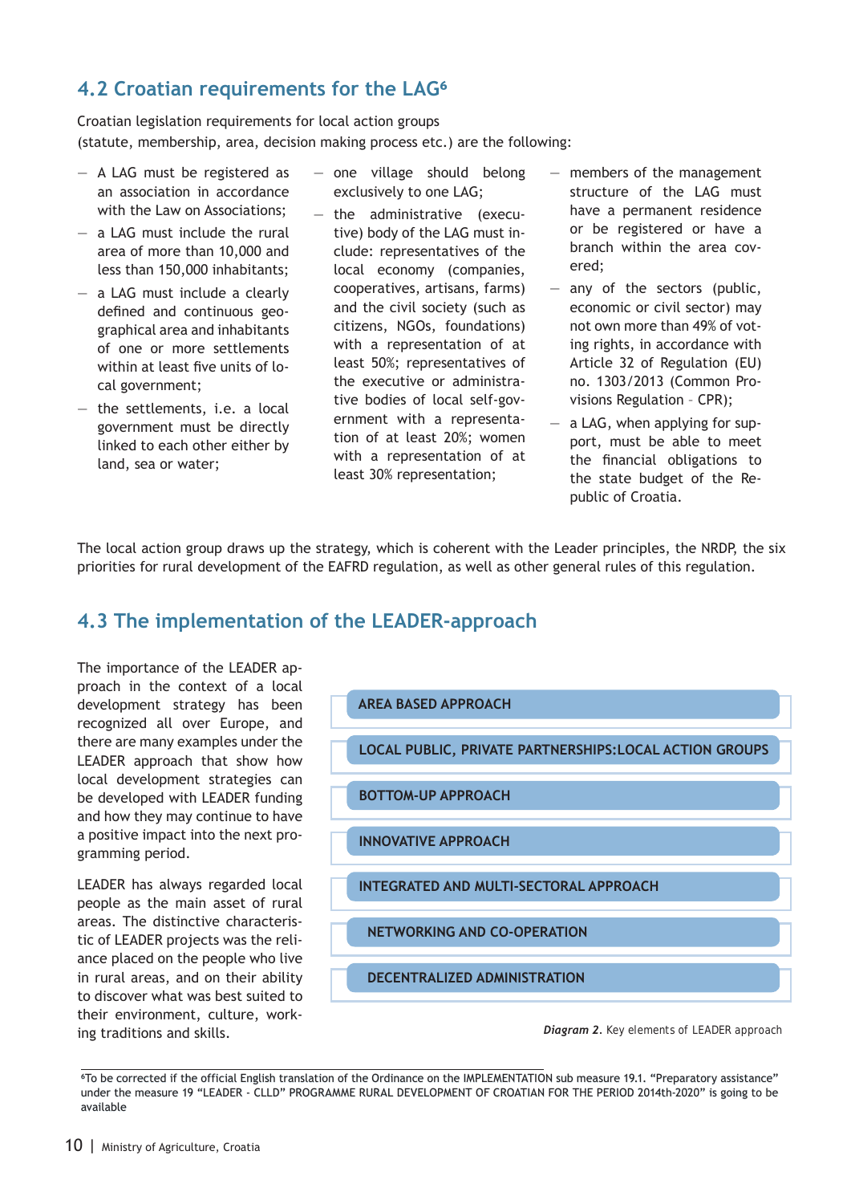## 4.2 Croatian requirements for the LAG[6]

Croatian legislation requirements for local action groups (statute, membership, area, decision making process etc.) are the following:

- A LAG must be registered as an association in accordance with the Law on Associations;
- a LAG must include the rural area of more than 10,000 and less than 150,000 inhabitants;
- a LAG must include a clearly defined and continuous geographical area and inhabitants of one or more settlements within at least five units of local government;
- the settlements, i.e. a local government must be directly linked to each other either by land, sea or water;
- one village should belong exclusively to one LAG;
- the administrative (executive) body of the LAG must include: representatives of the local economy (companies, cooperatives, artisans, farms) and the civil society (such as citizens, NGOs, foundations) with a representation of at least 50%; representatives of the executive or administrative bodies of local self-government with a representation of at least 20%; women with a representation of at least 30% representation;
- members of the management structure of the LAG must have a permanent residence or be registered or have a branch within the area covered;
- any of the sectors (public, economic or civil sector) may not own more than 49% of voting rights, in accordance with Article 32 of Regulation (EU) no. 1303/2013 (Common Provisions Regulation – CPR);
- a LAG, when applying for support, must be able to meet the financial obligations to the state budget of the Republic of Croatia.

The local action group draws up the strategy, which is coherent with the Leader principles, the NRDP, the six priorities for rural development of the EAFRD regulation, as well as other general rules of this regulation.

## 4.3 The implementation of the LEADER-approach

The importance of the LEADER approach in the context of a local development strategy has been recognized all over Europe, and there are many examples under the LEADER approach that show how local development strategies can be developed with LEADER funding and how they may continue to have a positive impact into the next programming period.

LEADER has always regarded local people as the main asset of rural areas. The distinctive characteristic of LEADER projects was the reliance placed on the people who live in rural areas, and on their ability to discover what was best suited to their environment, culture, working traditions and skills.

- AREA BASED APPROACH
- LOCAL PUBLIC, PRIVATE PARTNERSHIPS:LOCAL ACTION GROUPS
- BOTTOM-UP APPROACH
- INNOVATIVE APPROACH
- INTEGRATED AND MULTI-SECTORAL APPROACH
- NETWORKING AND CO-OPERATION
- DECENTRALIZED ADMINISTRATION

***Diagram 2***. Key elements of LEADER approach

[6]To be corrected if the official English translation of the Ordinance on the IMPLEMENTATION sub measure 19.1. "Preparatory assistance" under the measure 19 "LEADER - CLLD" PROGRAMME RURAL DEVELOPMENT OF CROATIAN FOR THE PERIOD 2014th-2020" is going to be available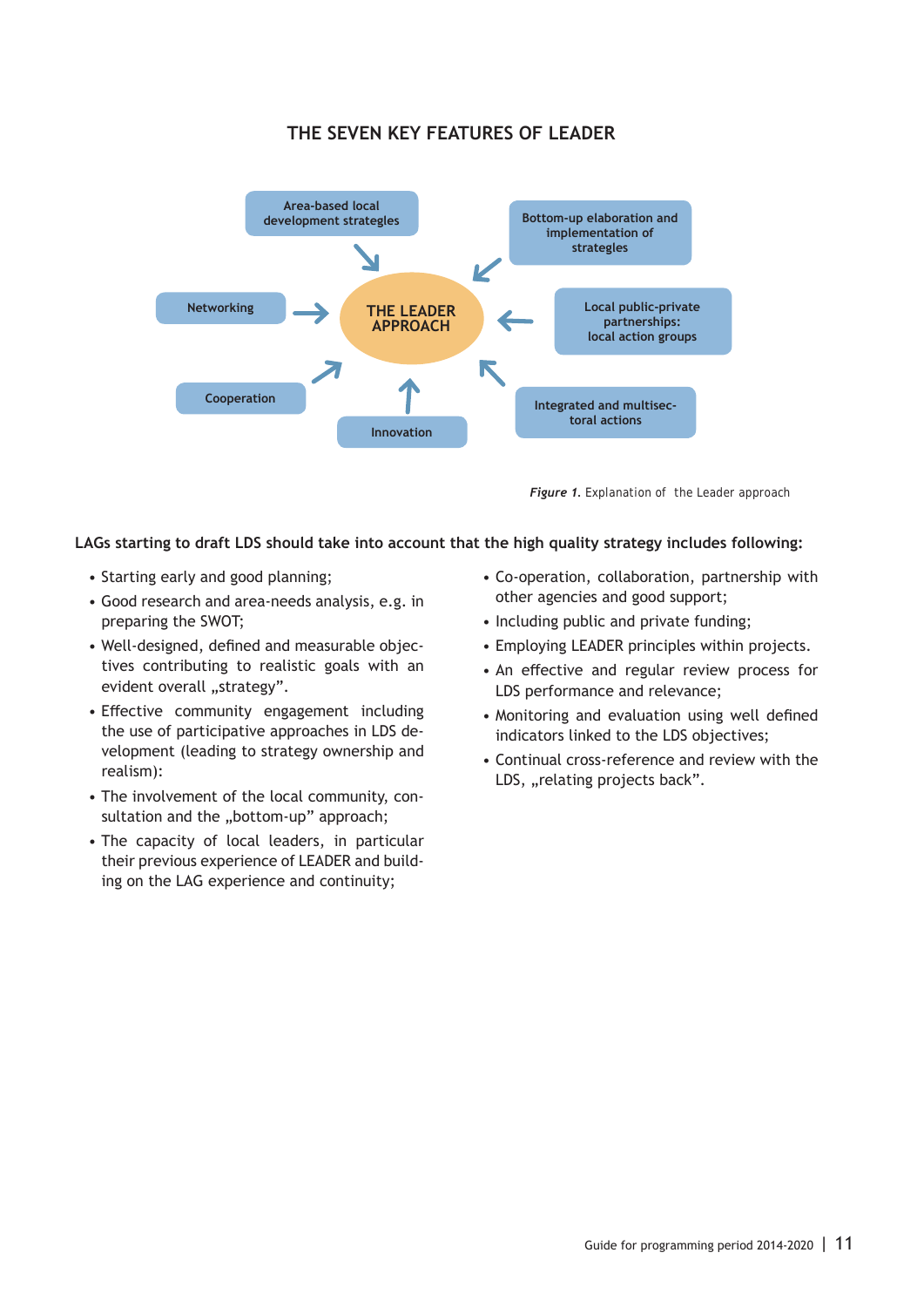## THE SEVEN KEY FEATURES OF LEADER

Area-based local development strategies

Bottom-up elaboration and implementation of strategies

Networking

THE LEADER APPROACH

Local public-private partnerships: local action groups

Cooperation

Innovation

Integrated and multisectoral actions

***Figure 1.*** Explanation of the Leader approach

**LAGs starting to draft LDS should take into account that the high quality strategy includes following:**

- Starting early and good planning;
- Good research and area-needs analysis, e.g. in preparing the SWOT;
- Well-designed, defined and measurable objectives contributing to realistic goals with an evident overall „strategy”.
- Effective community engagement including the use of participative approaches in LDS development (leading to strategy ownership and realism):
- The involvement of the local community, consultation and the „bottom-up” approach;
- The capacity of local leaders, in particular their previous experience of LEADER and building on the LAG experience and continuity;
- Co-operation, collaboration, partnership with other agencies and good support;
- Including public and private funding;
- Employing LEADER principles within projects.
- An effective and regular review process for LDS performance and relevance;
- Monitoring and evaluation using well defined indicators linked to the LDS objectives;
- Continual cross-reference and review with the LDS, „relating projects back”.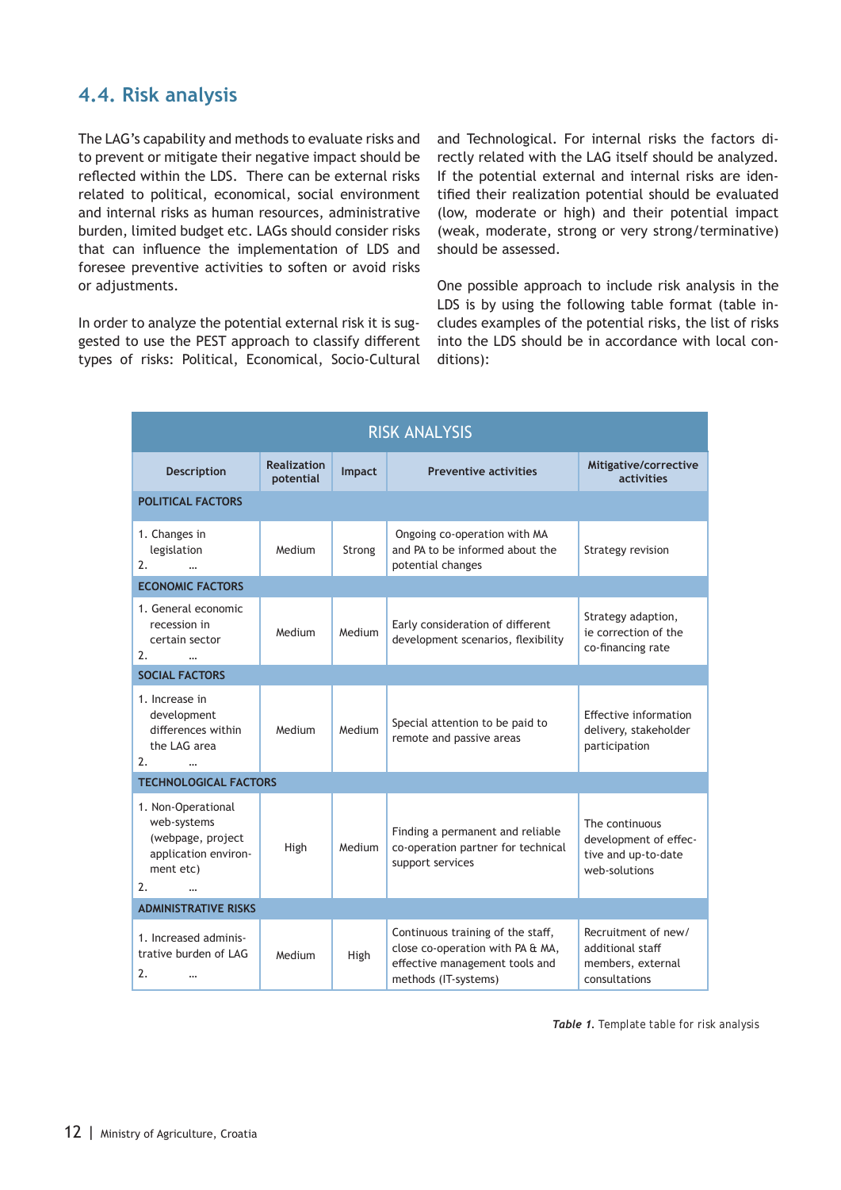## 4.4. Risk analysis

The LAG's capability and methods to evaluate risks and to prevent or mitigate their negative impact should be reflected within the LDS. There can be external risks related to political, economical, social environment and internal risks as human resources, administrative burden, limited budget etc. LAGs should consider risks that can influence the implementation of LDS and foresee preventive activities to soften or avoid risks or adjustments.

In order to analyze the potential external risk it is suggested to use the PEST approach to classify different types of risks: Political, Economical, Socio-Cultural and Technological. For internal risks the factors directly related with the LAG itself should be analyzed. If the potential external and internal risks are identified their realization potential should be evaluated (low, moderate or high) and their potential impact (weak, moderate, strong or very strong/terminative) should be assessed.

One possible approach to include risk analysis in the LDS is by using the following table format (table includes examples of the potential risks, the list of risks into the LDS should be in accordance with local conditions):

| RISK ANALYSIS | | | | |
|---|---|---|---|---|
| **Description** | **Realization potential** | **Impact** | **Preventive activities** | **Mitigative/corrective activities** |
| **POLITICAL FACTORS** | | | | |
| 1. Changes in legislation<br>2. … | Medium | Strong | Ongoing co-operation with MA and PA to be informed about the potential changes | Strategy revision |
| **ECONOMIC FACTORS** | | | | |
| 1. General economic recession in certain sector<br>2. … | Medium | Medium | Early consideration of different development scenarios, flexibility | Strategy adaption, ie correction of the co-financing rate |
| **SOCIAL FACTORS** | | | | |
| 1. Increase in development differences within the LAG area<br>2. … | Medium | Medium | Special attention to be paid to remote and passive areas | Effective information delivery, stakeholder participation |
| **TECHNOLOGICAL FACTORS** | | | | |
| 1. Non-Operational web-systems (webpage, project application environment etc)<br>2. … | High | Medium | Finding a permanent and reliable co-operation partner for technical support services | The continuous development of effective and up-to-date web-solutions |
| **ADMINISTRATIVE RISKS** | | | | |
| 1. Increased administrative burden of LAG<br>2. … | Medium | High | Continuous training of the staff, close co-operation with PA & MA, effective management tools and methods (IT-systems) | Recruitment of new/additional staff members, external consultations |

***Table 1.*** Template table for risk analysis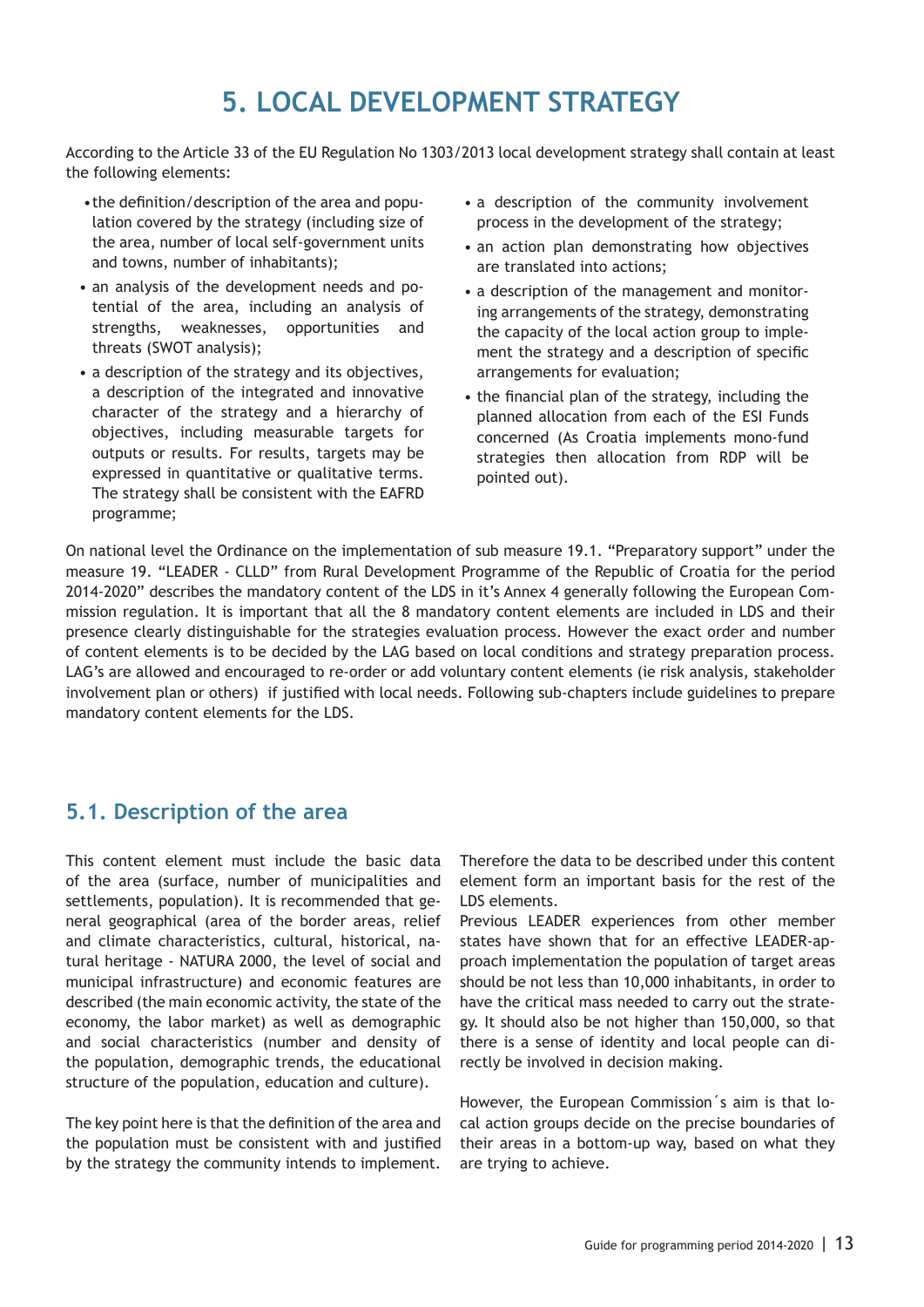# 5. LOCAL DEVELOPMENT STRATEGY

According to the Article 33 of the EU Regulation No 1303/2013 local development strategy shall contain at least the following elements:

- the definition/description of the area and population covered by the strategy (including size of the area, number of local self-government units and towns, number of inhabitants);
- an analysis of the development needs and potential of the area, including an analysis of strengths, weaknesses, opportunities and threats (SWOT analysis);
- a description of the strategy and its objectives, a description of the integrated and innovative character of the strategy and a hierarchy of objectives, including measurable targets for outputs or results. For results, targets may be expressed in quantitative or qualitative terms. The strategy shall be consistent with the EAFRD programme;
- a description of the community involvement process in the development of the strategy;
- an action plan demonstrating how objectives are translated into actions;
- a description of the management and monitoring arrangements of the strategy, demonstrating the capacity of the local action group to implement the strategy and a description of specific arrangements for evaluation;
- the financial plan of the strategy, including the planned allocation from each of the ESI Funds concerned (As Croatia implements mono-fund strategies then allocation from RDP will be pointed out).

On national level the Ordinance on the implementation of sub measure 19.1. "Preparatory support" under the measure 19. "LEADER - CLLD" from Rural Development Programme of the Republic of Croatia for the period 2014-2020" describes the mandatory content of the LDS in it's Annex 4 generally following the European Commission regulation. It is important that all the 8 mandatory content elements are included in LDS and their presence clearly distinguishable for the strategies evaluation process. However the exact order and number of content elements is to be decided by the LAG based on local conditions and strategy preparation process. LAG's are allowed and encouraged to re-order or add voluntary content elements (ie risk analysis, stakeholder involvement plan or others) if justified with local needs. Following sub-chapters include guidelines to prepare mandatory content elements for the LDS.

## 5.1. Description of the area

This content element must include the basic data of the area (surface, number of municipalities and settlements, population). It is recommended that general geographical (area of the border areas, relief and climate characteristics, cultural, historical, natural heritage - NATURA 2000, the level of social and municipal infrastructure) and economic features are described (the main economic activity, the state of the economy, the labor market) as well as demographic and social characteristics (number and density of the population, demographic trends, the educational structure of the population, education and culture).

The key point here is that the definition of the area and the population must be consistent with and justified by the strategy the community intends to implement. Therefore the data to be described under this content element form an important basis for the rest of the LDS elements.

Previous LEADER experiences from other member states have shown that for an effective LEADER-approach implementation the population of target areas should be not less than 10,000 inhabitants, in order to have the critical mass needed to carry out the strategy. It should also be not higher than 150,000, so that there is a sense of identity and local people can directly be involved in decision making.

However, the European Commission´s aim is that local action groups decide on the precise boundaries of their areas in a bottom-up way, based on what they are trying to achieve.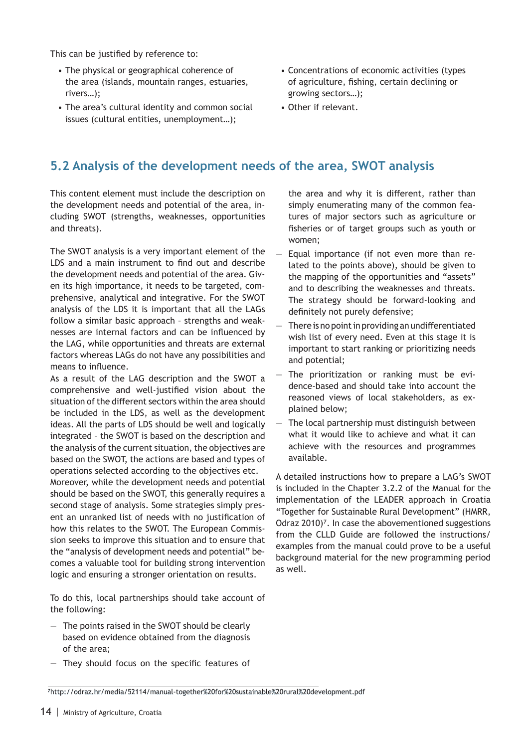This can be justified by reference to:

- The physical or geographical coherence of the area (islands, mountain ranges, estuaries, rivers…);
- The area's cultural identity and common social issues (cultural entities, unemployment…);
- Concentrations of economic activities (types of agriculture, fishing, certain declining or growing sectors…);
- Other if relevant.

## 5.2 Analysis of the development needs of the area, SWOT analysis

This content element must include the description on the development needs and potential of the area, including SWOT (strengths, weaknesses, opportunities and threats).

The SWOT analysis is a very important element of the LDS and a main instrument to find out and describe the development needs and potential of the area. Given its high importance, it needs to be targeted, comprehensive, analytical and integrative. For the SWOT analysis of the LDS it is important that all the LAGs follow a similar basic approach – strengths and weaknesses are internal factors and can be influenced by the LAG, while opportunities and threats are external factors whereas LAGs do not have any possibilities and means to influence.

As a result of the LAG description and the SWOT a comprehensive and well-justified vision about the situation of the different sectors within the area should be included in the LDS, as well as the development ideas. All the parts of LDS should be well and logically integrated – the SWOT is based on the description and the analysis of the current situation, the objectives are based on the SWOT, the actions are based and types of operations selected according to the objectives etc.

Moreover, while the development needs and potential should be based on the SWOT, this generally requires a second stage of analysis. Some strategies simply present an unranked list of needs with no justification of how this relates to the SWOT. The European Commission seeks to improve this situation and to ensure that the "analysis of development needs and potential" becomes a valuable tool for building strong intervention logic and ensuring a stronger orientation on results.

To do this, local partnerships should take account of the following:

- The points raised in the SWOT should be clearly based on evidence obtained from the diagnosis of the area;
- They should focus on the specific features of the area and why it is different, rather than simply enumerating many of the common features of major sectors such as agriculture or fisheries or of target groups such as youth or women;
- Equal importance (if not even more than related to the points above), should be given to the mapping of the opportunities and "assets" and to describing the weaknesses and threats. The strategy should be forward-looking and definitely not purely defensive;
- There is no point in providing an undifferentiated wish list of every need. Even at this stage it is important to start ranking or prioritizing needs and potential;
- The prioritization or ranking must be evidence-based and should take into account the reasoned views of local stakeholders, as explained below;
- The local partnership must distinguish between what it would like to achieve and what it can achieve with the resources and programmes available.

A detailed instructions how to prepare a LAG's SWOT is included in the Chapter 3.2.2 of the Manual for the implementation of the LEADER approach in Croatia "Together for Sustainable Rural Development" (HMRR, Odraz 2010)[7]. In case the abovementioned suggestions from the CLLD Guide are followed the instructions/examples from the manual could prove to be a useful background material for the new programming period as well.

[7]http://odraz.hr/media/52114/manual-together%20for%20sustainable%20rural%20development.pdf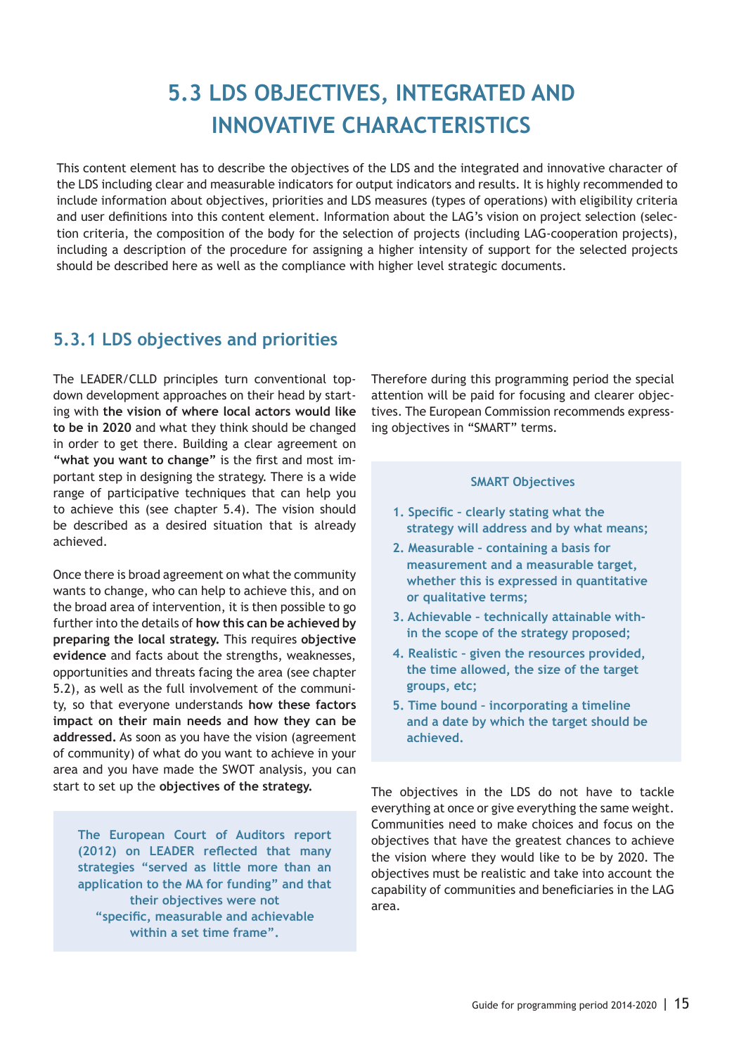# 5.3 LDS OBJECTIVES, INTEGRATED AND INNOVATIVE CHARACTERISTICS

This content element has to describe the objectives of the LDS and the integrated and innovative character of the LDS including clear and measurable indicators for output indicators and results. It is highly recommended to include information about objectives, priorities and LDS measures (types of operations) with eligibility criteria and user definitions into this content element. Information about the LAG's vision on project selection (selection criteria, the composition of the body for the selection of projects (including LAG-cooperation projects), including a description of the procedure for assigning a higher intensity of support for the selected projects should be described here as well as the compliance with higher level strategic documents.

## 5.3.1 LDS objectives and priorities

The LEADER/CLLD principles turn conventional top-down development approaches on their head by starting with **the vision of where local actors would like to be in 2020** and what they think should be changed in order to get there. Building a clear agreement on **"what you want to change"** is the first and most important step in designing the strategy. There is a wide range of participative techniques that can help you to achieve this (see chapter 5.4). The vision should be described as a desired situation that is already achieved.

Once there is broad agreement on what the community wants to change, who can help to achieve this, and on the broad area of intervention, it is then possible to go further into the details of **how this can be achieved by preparing the local strategy.** This requires **objective evidence** and facts about the strengths, weaknesses, opportunities and threats facing the area (see chapter 5.2), as well as the full involvement of the community, so that everyone understands **how these factors impact on their main needs and how they can be addressed.** As soon as you have the vision (agreement of community) of what do you want to achieve in your area and you have made the SWOT analysis, you can start to set up the **objectives of the strategy.**

> **The European Court of Auditors report (2012) on LEADER reflected that many strategies "served as little more than an application to the MA for funding" and that their objectives were not "specific, measurable and achievable within a set time frame".**

Therefore during this programming period the special attention will be paid for focusing and clearer objectives. The European Commission recommends expressing objectives in "SMART" terms.

> **SMART Objectives**
>
> 1. **Specific – clearly stating what the strategy will address and by what means;**
> 2. **Measurable – containing a basis for measurement and a measurable target, whether this is expressed in quantitative or qualitative terms;**
> 3. **Achievable – technically attainable within the scope of the strategy proposed;**
> 4. **Realistic – given the resources provided, the time allowed, the size of the target groups, etc;**
> 5. **Time bound – incorporating a timeline and a date by which the target should be achieved.**

The objectives in the LDS do not have to tackle everything at once or give everything the same weight. Communities need to make choices and focus on the objectives that have the greatest chances to achieve the vision where they would like to be by 2020. The objectives must be realistic and take into account the capability of communities and beneficiaries in the LAG area.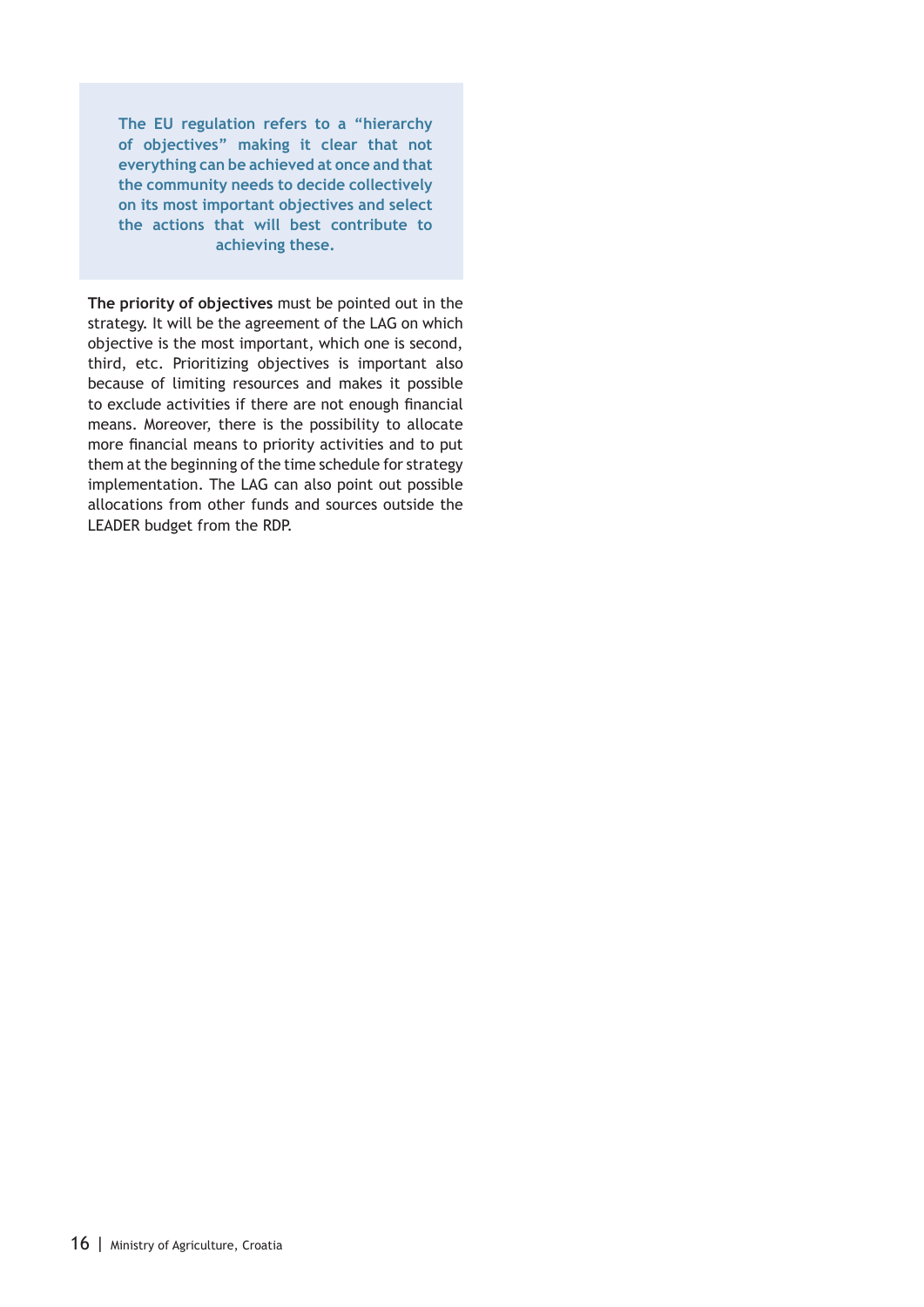**The EU regulation refers to a "hierarchy of objectives" making it clear that not everything can be achieved at once and that the community needs to decide collectively on its most important objectives and select the actions that will best contribute to achieving these.**

**The priority of objectives** must be pointed out in the strategy. It will be the agreement of the LAG on which objective is the most important, which one is second, third, etc. Prioritizing objectives is important also because of limiting resources and makes it possible to exclude activities if there are not enough financial means. Moreover, there is the possibility to allocate more financial means to priority activities and to put them at the beginning of the time schedule for strategy implementation. The LAG can also point out possible allocations from other funds and sources outside the LEADER budget from the RDP.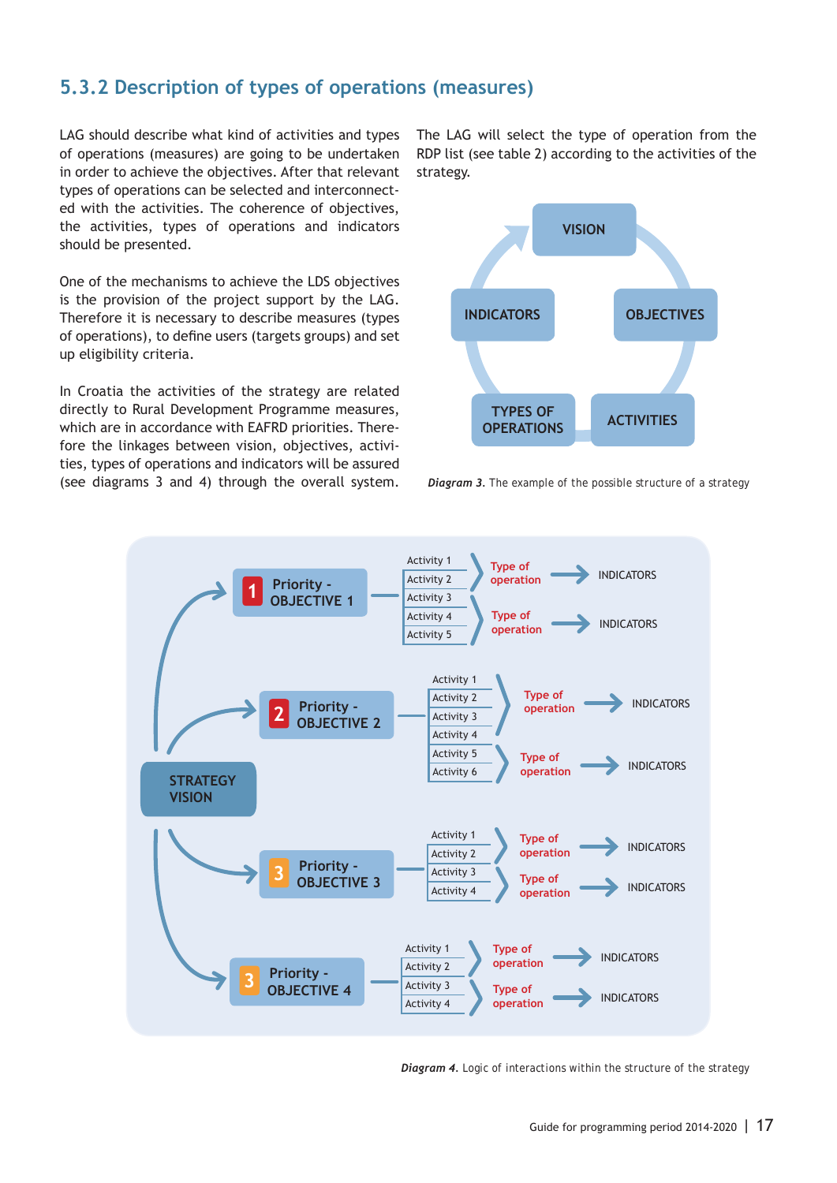## 5.3.2 Description of types of operations (measures)

LAG should describe what kind of activities and types of operations (measures) are going to be undertaken in order to achieve the objectives. After that relevant types of operations can be selected and interconnected with the activities. The coherence of objectives, the activities, types of operations and indicators should be presented.

One of the mechanisms to achieve the LDS objectives is the provision of the project support by the LAG. Therefore it is necessary to describe measures (types of operations), to define users (targets groups) and set up eligibility criteria.

In Croatia the activities of the strategy are related directly to Rural Development Programme measures, which are in accordance with EAFRD priorities. Therefore the linkages between vision, objectives, activities, types of operations and indicators will be assured (see diagrams 3 and 4) through the overall system.

The LAG will select the type of operation from the RDP list (see table 2) according to the activities of the strategy.

VISION → OBJECTIVES → ACTIVITIES → TYPES OF OPERATIONS → INDICATORS → VISION

***Diagram 3.*** The example of the possible structure of a strategy

STRATEGY VISION

- 1 Priority - OBJECTIVE 1
  - Activity 1, Activity 2 → Type of operation → INDICATORS
  - Activity 3, Activity 4, Activity 5 → Type of operation → INDICATORS
- 2 Priority - OBJECTIVE 2
  - Activity 1, Activity 2, Activity 3, Activity 4 → Type of operation → INDICATORS
  - Activity 5, Activity 6 → Type of operation → INDICATORS
- 3 Priority - OBJECTIVE 3
  - Activity 1, Activity 2 → Type of operation → INDICATORS
  - Activity 3, Activity 4 → Type of operation → INDICATORS
- 3 Priority - OBJECTIVE 4
  - Activity 1, Activity 2 → Type of operation → INDICATORS
  - Activity 3, Activity 4 → Type of operation → INDICATORS

***Diagram 4.*** Logic of interactions within the structure of the strategy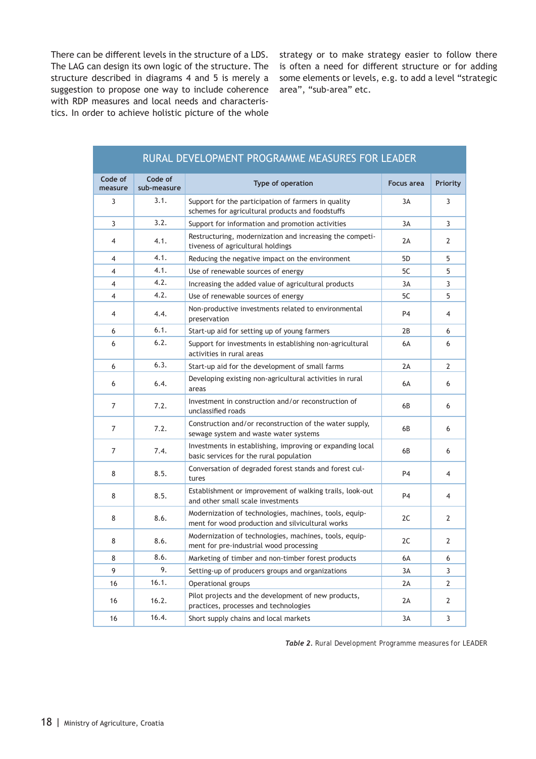There can be different levels in the structure of a LDS. The LAG can design its own logic of the structure. The structure described in diagrams 4 and 5 is merely a suggestion to propose one way to include coherence with RDP measures and local needs and characteristics. In order to achieve holistic picture of the whole strategy or to make strategy easier to follow there is often a need for different structure or for adding some elements or levels, e.g. to add a level “strategic area”, “sub-area” etc.

| RURAL DEVELOPMENT PROGRAMME MEASURES FOR LEADER | | | | |
|---|---|---|---|---|
| Code of measure | Code of sub-measure | Type of operation | Focus area | Priority |
| 3 | 3.1. | Support for the participation of farmers in quality schemes for agricultural products and foodstuffs | 3A | 3 |
| 3 | 3.2. | Support for information and promotion activities | 3A | 3 |
| 4 | 4.1. | Restructuring, modernization and increasing the competitiveness of agricultural holdings | 2A | 2 |
| 4 | 4.1. | Reducing the negative impact on the environment | 5D | 5 |
| 4 | 4.1. | Use of renewable sources of energy | 5C | 5 |
| 4 | 4.2. | Increasing the added value of agricultural products | 3A | 3 |
| 4 | 4.2. | Use of renewable sources of energy | 5C | 5 |
| 4 | 4.4. | Non-productive investments related to environmental preservation | P4 | 4 |
| 6 | 6.1. | Start-up aid for setting up of young farmers | 2B | 6 |
| 6 | 6.2. | Support for investments in establishing non-agricultural activities in rural areas | 6A | 6 |
| 6 | 6.3. | Start-up aid for the development of small farms | 2A | 2 |
| 6 | 6.4. | Developing existing non-agricultural activities in rural areas | 6A | 6 |
| 7 | 7.2. | Investment in construction and/or reconstruction of unclassified roads | 6B | 6 |
| 7 | 7.2. | Construction and/or reconstruction of the water supply, sewage system and waste water systems | 6B | 6 |
| 7 | 7.4. | Investments in establishing, improving or expanding local basic services for the rural population | 6B | 6 |
| 8 | 8.5. | Conversation of degraded forest stands and forest cultures | P4 | 4 |
| 8 | 8.5. | Establishment or improvement of walking trails, look-out and other small scale investments | P4 | 4 |
| 8 | 8.6. | Modernization of technologies, machines, tools, equipment for wood production and silvicultural works | 2C | 2 |
| 8 | 8.6. | Modernization of technologies, machines, tools, equipment for pre-industrial wood processing | 2C | 2 |
| 8 | 8.6. | Marketing of timber and non-timber forest products | 6A | 6 |
| 9 | 9. | Setting-up of producers groups and organizations | 3A | 3 |
| 16 | 16.1. | Operational groups | 2A | 2 |
| 16 | 16.2. | Pilot projects and the development of new products, practices, processes and technologies | 2A | 2 |
| 16 | 16.4. | Short supply chains and local markets | 3A | 3 |

***Table 2.*** Rural Development Programme measures for LEADER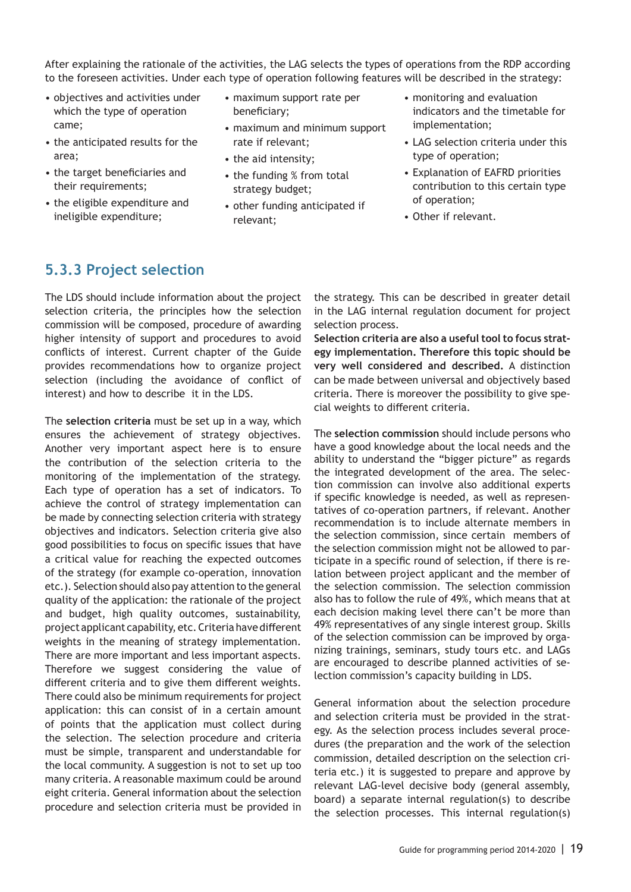After explaining the rationale of the activities, the LAG selects the types of operations from the RDP according to the foreseen activities. Under each type of operation following features will be described in the strategy:

- objectives and activities under which the type of operation came;
- the anticipated results for the area;
- the target beneficiaries and their requirements;
- the eligible expenditure and ineligible expenditure;
- maximum support rate per beneficiary;
- maximum and minimum support rate if relevant;
- the aid intensity;
- the funding % from total strategy budget;
- other funding anticipated if relevant;
- monitoring and evaluation indicators and the timetable for implementation;
- LAG selection criteria under this type of operation;
- Explanation of EAFRD priorities contribution to this certain type of operation;
- Other if relevant.

### 5.3.3 Project selection

The LDS should include information about the project selection criteria, the principles how the selection commission will be composed, procedure of awarding higher intensity of support and procedures to avoid conflicts of interest. Current chapter of the Guide provides recommendations how to organize project selection (including the avoidance of conflict of interest) and how to describe it in the LDS.

The **selection criteria** must be set up in a way, which ensures the achievement of strategy objectives. Another very important aspect here is to ensure the contribution of the selection criteria to the monitoring of the implementation of the strategy. Each type of operation has a set of indicators. To achieve the control of strategy implementation can be made by connecting selection criteria with strategy objectives and indicators. Selection criteria give also good possibilities to focus on specific issues that have a critical value for reaching the expected outcomes of the strategy (for example co-operation, innovation etc.). Selection should also pay attention to the general quality of the application: the rationale of the project and budget, high quality outcomes, sustainability, project applicant capability, etc. Criteria have different weights in the meaning of strategy implementation. There are more important and less important aspects. Therefore we suggest considering the value of different criteria and to give them different weights. There could also be minimum requirements for project application: this can consist of in a certain amount of points that the application must collect during the selection. The selection procedure and criteria must be simple, transparent and understandable for the local community. A suggestion is not to set up too many criteria. A reasonable maximum could be around eight criteria. General information about the selection procedure and selection criteria must be provided in the strategy. This can be described in greater detail in the LAG internal regulation document for project selection process.

**Selection criteria are also a useful tool to focus strategy implementation. Therefore this topic should be very well considered and described.** A distinction can be made between universal and objectively based criteria. There is moreover the possibility to give special weights to different criteria.

The **selection commission** should include persons who have a good knowledge about the local needs and the ability to understand the "bigger picture" as regards the integrated development of the area. The selection commission can involve also additional experts if specific knowledge is needed, as well as representatives of co-operation partners, if relevant. Another recommendation is to include alternate members in the selection commission, since certain members of the selection commission might not be allowed to participate in a specific round of selection, if there is relation between project applicant and the member of the selection commission. The selection commission also has to follow the rule of 49%, which means that at each decision making level there can't be more than 49% representatives of any single interest group. Skills of the selection commission can be improved by organizing trainings, seminars, study tours etc. and LAGs are encouraged to describe planned activities of selection commission's capacity building in LDS.

General information about the selection procedure and selection criteria must be provided in the strategy. As the selection process includes several procedures (the preparation and the work of the selection commission, detailed description on the selection criteria etc.) it is suggested to prepare and approve by relevant LAG-level decisive body (general assembly, board) a separate internal regulation(s) to describe the selection processes. This internal regulation(s)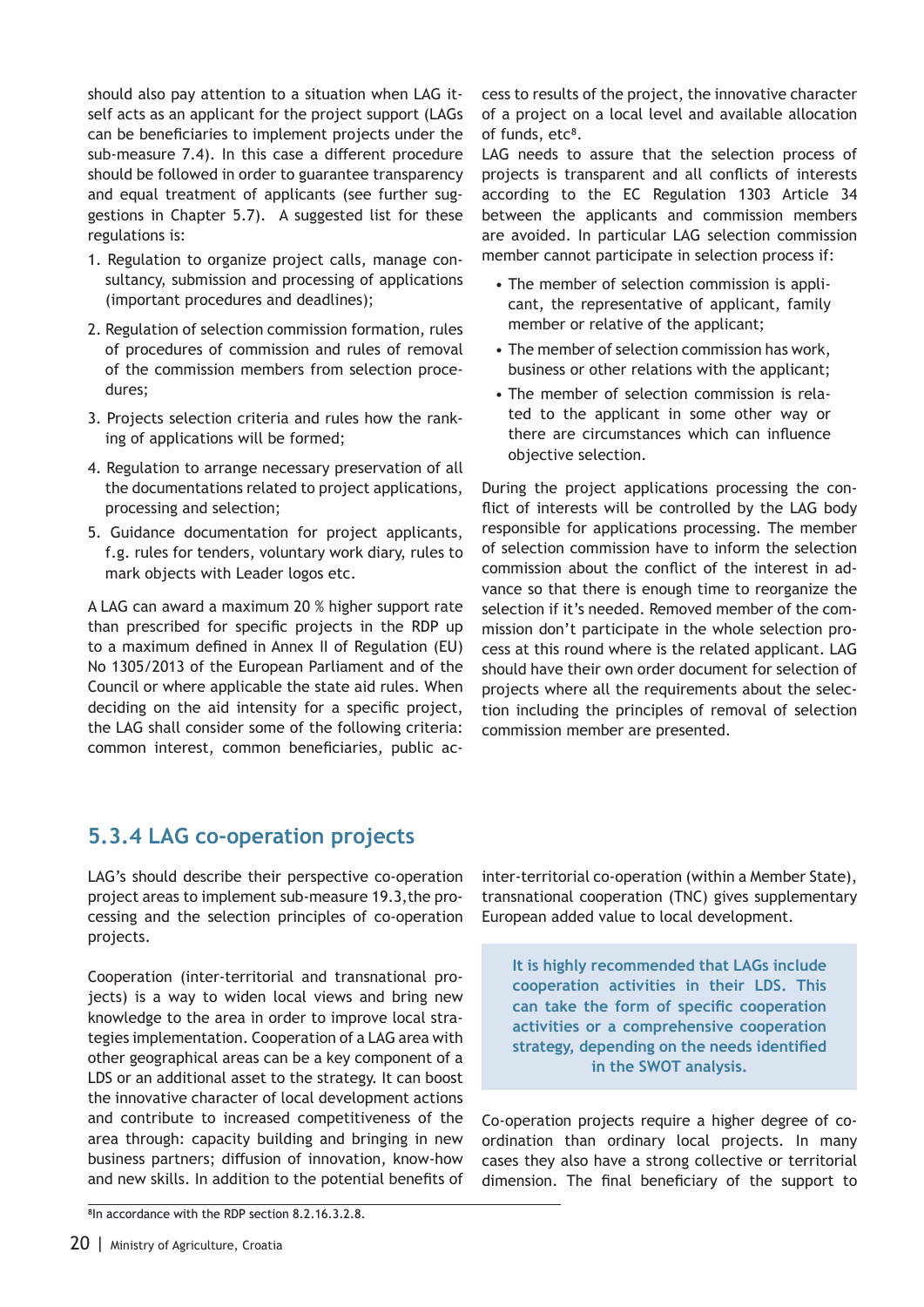should also pay attention to a situation when LAG itself acts as an applicant for the project support (LAGs can be beneficiaries to implement projects under the sub-measure 7.4). In this case a different procedure should be followed in order to guarantee transparency and equal treatment of applicants (see further suggestions in Chapter 5.7). A suggested list for these regulations is:

1. Regulation to organize project calls, manage consultancy, submission and processing of applications (important procedures and deadlines);
2. Regulation of selection commission formation, rules of procedures of commission and rules of removal of the commission members from selection procedures;
3. Projects selection criteria and rules how the ranking of applications will be formed;
4. Regulation to arrange necessary preservation of all the documentations related to project applications, processing and selection;
5. Guidance documentation for project applicants, f.g. rules for tenders, voluntary work diary, rules to mark objects with Leader logos etc.

A LAG can award a maximum 20 % higher support rate than prescribed for specific projects in the RDP up to a maximum defined in Annex II of Regulation (EU) No 1305/2013 of the European Parliament and of the Council or where applicable the state aid rules. When deciding on the aid intensity for a specific project, the LAG shall consider some of the following criteria: common interest, common beneficiaries, public access to results of the project, the innovative character of a project on a local level and available allocation of funds, etc[8].

LAG needs to assure that the selection process of projects is transparent and all conflicts of interests according to the EC Regulation 1303 Article 34 between the applicants and commission members are avoided. In particular LAG selection commission member cannot participate in selection process if:

- The member of selection commission is applicant, the representative of applicant, family member or relative of the applicant;
- The member of selection commission has work, business or other relations with the applicant;
- The member of selection commission is related to the applicant in some other way or there are circumstances which can influence objective selection.

During the project applications processing the conflict of interests will be controlled by the LAG body responsible for applications processing. The member of selection commission have to inform the selection commission about the conflict of the interest in advance so that there is enough time to reorganize the selection if it's needed. Removed member of the commission don't participate in the whole selection process at this round where is the related applicant. LAG should have their own order document for selection of projects where all the requirements about the selection including the principles of removal of selection commission member are presented.

### 5.3.4 LAG co-operation projects

LAG's should describe their perspective co-operation project areas to implement sub-measure 19.3, the processing and the selection principles of co-operation projects.

Cooperation (inter-territorial and transnational projects) is a way to widen local views and bring new knowledge to the area in order to improve local strategies implementation. Cooperation of a LAG area with other geographical areas can be a key component of a LDS or an additional asset to the strategy. It can boost the innovative character of local development actions and contribute to increased competitiveness of the area through: capacity building and bringing in new business partners; diffusion of innovation, know-how and new skills. In addition to the potential benefits of inter-territorial co-operation (within a Member State), transnational cooperation (TNC) gives supplementary European added value to local development.

**It is highly recommended that LAGs include cooperation activities in their LDS. This can take the form of specific cooperation activities or a comprehensive cooperation strategy, depending on the needs identified in the SWOT analysis.**

Co-operation projects require a higher degree of co-ordination than ordinary local projects. In many cases they also have a strong collective or territorial dimension. The final beneficiary of the support to

[8] In accordance with the RDP section 8.2.16.3.2.8.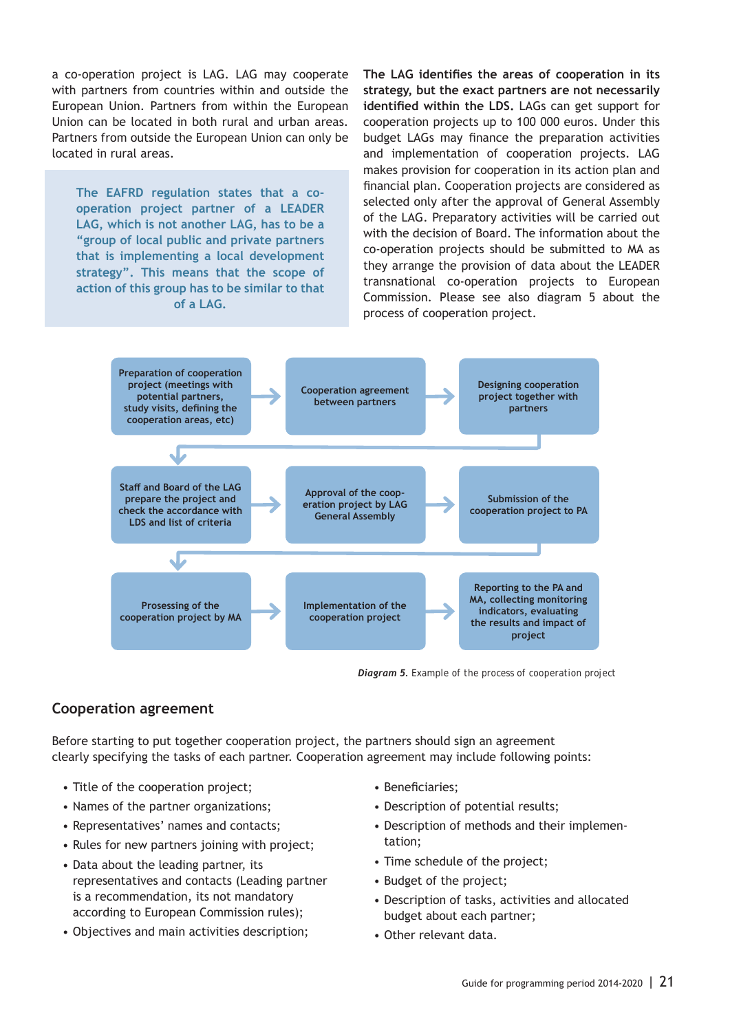a co-operation project is LAG. LAG may cooperate with partners from countries within and outside the European Union. Partners from within the European Union can be located in both rural and urban areas. Partners from outside the European Union can only be located in rural areas.

> The EAFRD regulation states that a co-operation project partner of a LEADER LAG, which is not another LAG, has to be a "group of local public and private partners that is implementing a local development strategy". This means that the scope of action of this group has to be similar to that of a LAG.

**The LAG identifies the areas of cooperation in its strategy, but the exact partners are not necessarily identified within the LDS.** LAGs can get support for cooperation projects up to 100 000 euros. Under this budget LAGs may finance the preparation activities and implementation of cooperation projects. LAG makes provision for cooperation in its action plan and financial plan. Cooperation projects are considered as selected only after the approval of General Assembly of the LAG. Preparatory activities will be carried out with the decision of Board. The information about the co-operation projects should be submitted to MA as they arrange the provision of data about the LEADER transnational co-operation projects to European Commission. Please see also diagram 5 about the process of cooperation project.

1. Preparation of cooperation project (meetings with potential partners, study visits, defining the cooperation areas, etc) → Cooperation agreement between partners → Designing cooperation project together with partners
2. Staff and Board of the LAG prepare the project and check the accordance with LDS and list of criteria → Approval of the cooperation project by LAG General Assembly → Submission of the cooperation project to PA
3. Prossesing of the cooperation project by MA → Implementation of the cooperation project → Reporting to the PA and MA, collecting monitoring indicators, evaluating the results and impact of project

***Diagram 5.*** Example of the process of cooperation project

## Cooperation agreement

Before starting to put together cooperation project, the partners should sign an agreement clearly specifying the tasks of each partner. Cooperation agreement may include following points:

- Title of the cooperation project;
- Names of the partner organizations;
- Representatives' names and contacts;
- Rules for new partners joining with project;
- Data about the leading partner, its representatives and contacts (Leading partner is a recommendation, its not mandatory according to European Commission rules);
- Objectives and main activities description;
- Beneficiaries;
- Description of potential results;
- Description of methods and their implementation;
- Time schedule of the project;
- Budget of the project;
- Description of tasks, activities and allocated budget about each partner;
- Other relevant data.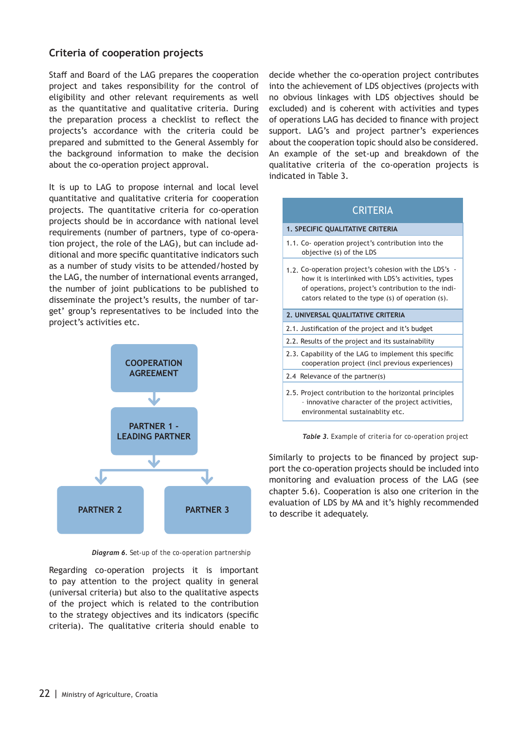## Criteria of cooperation projects

Staff and Board of the LAG prepares the cooperation project and takes responsibility for the control of eligibility and other relevant requirements as well as the quantitative and qualitative criteria. During the preparation process a checklist to reflect the projects's accordance with the criteria could be prepared and submitted to the General Assembly for the background information to make the decision about the co-operation project approval.

It is up to LAG to propose internal and local level quantitative and qualitative criteria for cooperation projects. The quantitative criteria for co-operation projects should be in accordance with national level requirements (number of partners, type of co-operation project, the role of the LAG), but can include additional and more specific quantitative indicators such as a number of study visits to be attended/hosted by the LAG, the number of international events arranged, the number of joint publications to be published to disseminate the project's results, the number of target' group's representatives to be included into the project's activities etc.

COOPERATION AGREEMENT

PARTNER 1 - LEADING PARTNER

PARTNER 2

PARTNER 3

***Diagram 6.*** Set-up of the co-operation partnership

Regarding co-operation projects it is important to pay attention to the project quality in general (universal criteria) but also to the qualitative aspects of the project which is related to the contribution to the strategy objectives and its indicators (specific criteria). The qualitative criteria should enable to decide whether the co-operation project contributes into the achievement of LDS objectives (projects with no obvious linkages with LDS objectives should be excluded) and is coherent with activities and types of operations LAG has decided to finance with project support. LAG's and project partner's experiences about the cooperation topic should also be considered. An example of the set-up and breakdown of the qualitative criteria of the co-operation projects is indicated in Table 3.

| CRITERIA |
|---|
| **1. SPECIFIC QUALITATIVE CRITERIA** |
| 1.1. Co- operation project's contribution into the objective (s) of the LDS |
| 1.2. Co-operation project's cohesion with the LDS's - how it is interlinked with LDS's activities, types of operations, project's contribution to the indicators related to the type (s) of operation (s). |
| **2. UNIVERSAL QUALITATIVE CRITERIA** |
| 2.1. Justification of the project and it's budget |
| 2.2. Results of the project and its sustainability |
| 2.3. Capability of the LAG to implement this specific cooperation project (incl previous experiences) |
| 2.4 Relevance of the partner(s) |
| 2.5. Project contribution to the horizontal principles - innovative character of the project activities, environmental sustainablity etc. |

***Table 3.*** Example of criteria for co-operation project

Similarly to projects to be financed by project support the co-operation projects should be included into monitoring and evaluation process of the LAG (see chapter 5.6). Cooperation is also one criterion in the evaluation of LDS by MA and it's highly recommended to describe it adequately.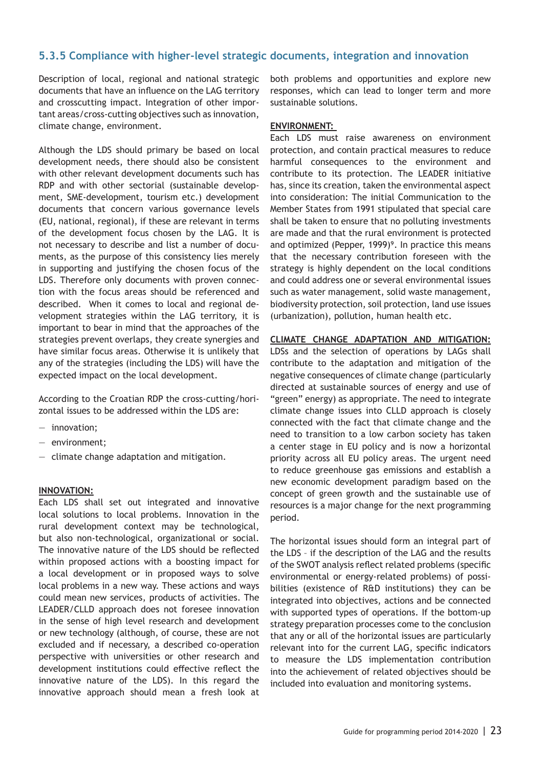### 5.3.5 Compliance with higher-level strategic documents, integration and innovation

Description of local, regional and national strategic documents that have an influence on the LAG territory and crosscutting impact. Integration of other important areas/cross-cutting objectives such as innovation, climate change, environment.

Although the LDS should primary be based on local development needs, there should also be consistent with other relevant development documents such has RDP and with other sectorial (sustainable development, SME-development, tourism etc.) development documents that concern various governance levels (EU, national, regional), if these are relevant in terms of the development focus chosen by the LAG. It is not necessary to describe and list a number of documents, as the purpose of this consistency lies merely in supporting and justifying the chosen focus of the LDS. Therefore only documents with proven connection with the focus areas should be referenced and described. When it comes to local and regional development strategies within the LAG territory, it is important to bear in mind that the approaches of the strategies prevent overlaps, they create synergies and have similar focus areas. Otherwise it is unlikely that any of the strategies (including the LDS) will have the expected impact on the local development.

According to the Croatian RDP the cross-cutting/horizontal issues to be addressed within the LDS are:

- innovation;
- environment;
- climate change adaptation and mitigation.

**INNOVATION:**
Each LDS shall set out integrated and innovative local solutions to local problems. Innovation in the rural development context may be technological, but also non-technological, organizational or social. The innovative nature of the LDS should be reflected within proposed actions with a boosting impact for a local development or in proposed ways to solve local problems in a new way. These actions and ways could mean new services, products of activities. The LEADER/CLLD approach does not foresee innovation in the sense of high level research and development or new technology (although, of course, these are not excluded and if necessary, a described co-operation perspective with universities or other research and development institutions could effective reflect the innovative nature of the LDS). In this regard the innovative approach should mean a fresh look at both problems and opportunities and explore new responses, which can lead to longer term and more sustainable solutions.

**ENVIRONMENT:**
Each LDS must raise awareness on environment protection, and contain practical measures to reduce harmful consequences to the environment and contribute to its protection. The LEADER initiative has, since its creation, taken the environmental aspect into consideration: The initial Communication to the Member States from 1991 stipulated that special care shall be taken to ensure that no polluting investments are made and that the rural environment is protected and optimized (Pepper, 1999)[9]. In practice this means that the necessary contribution foreseen with the strategy is highly dependent on the local conditions and could address one or several environmental issues such as water management, solid waste management, biodiversity protection, soil protection, land use issues (urbanization), pollution, human health etc.

**CLIMATE CHANGE ADAPTATION AND MITIGATION:**
LDSs and the selection of operations by LAGs shall contribute to the adaptation and mitigation of the negative consequences of climate change (particularly directed at sustainable sources of energy and use of "green" energy) as appropriate. The need to integrate climate change issues into CLLD approach is closely connected with the fact that climate change and the need to transition to a low carbon society has taken a center stage in EU policy and is now a horizontal priority across all EU policy areas. The urgent need to reduce greenhouse gas emissions and establish a new economic development paradigm based on the concept of green growth and the sustainable use of resources is a major change for the next programming period.

The horizontal issues should form an integral part of the LDS – if the description of the LAG and the results of the SWOT analysis reflect related problems (specific environmental or energy-related problems) of possibilities (existence of R&D institutions) they can be integrated into objectives, actions and be connected with supported types of operations. If the bottom-up strategy preparation processes come to the conclusion that any or all of the horizontal issues are particularly relevant into for the current LAG, specific indicators to measure the LDS implementation contribution into the achievement of related objectives should be included into evaluation and monitoring systems.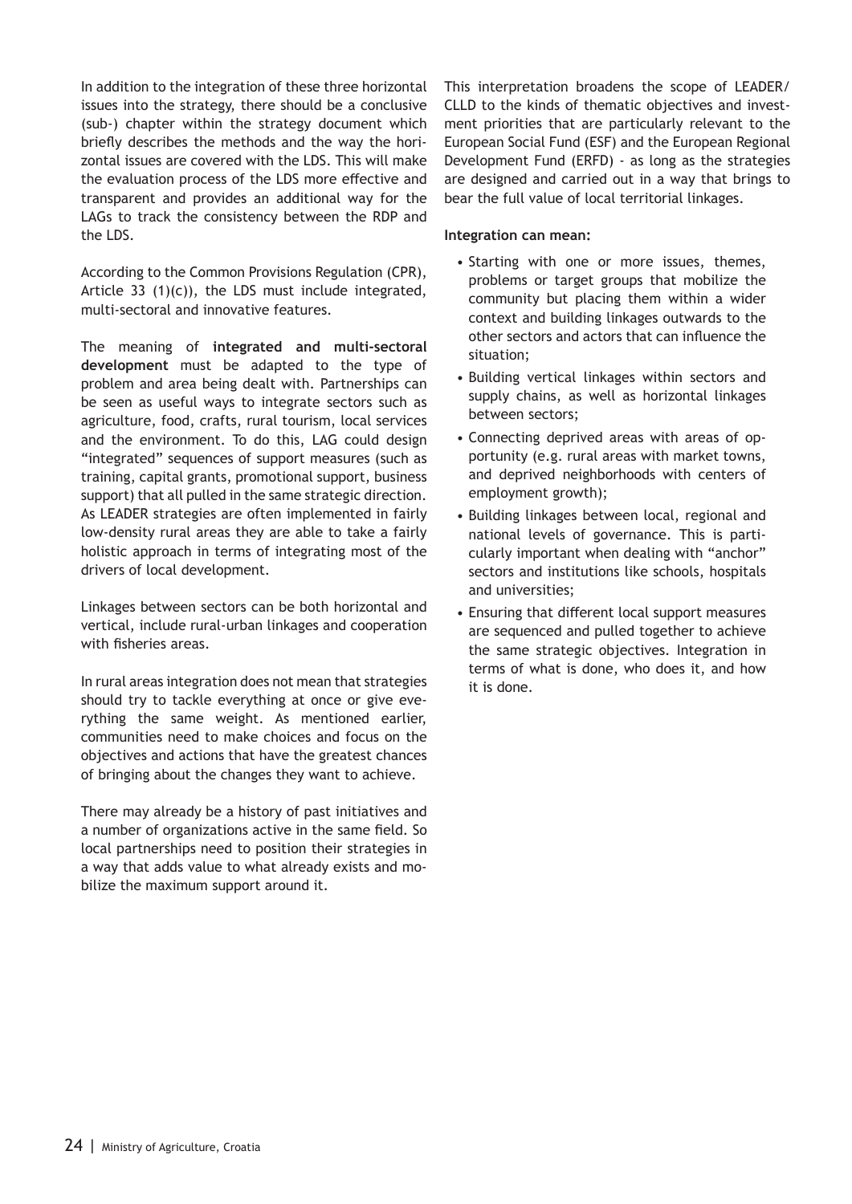In addition to the integration of these three horizontal issues into the strategy, there should be a conclusive (sub-) chapter within the strategy document which briefly describes the methods and the way the horizontal issues are covered with the LDS. This will make the evaluation process of the LDS more effective and transparent and provides an additional way for the LAGs to track the consistency between the RDP and the LDS.

According to the Common Provisions Regulation (CPR), Article 33 (1)(c)), the LDS must include integrated, multi-sectoral and innovative features.

The meaning of **integrated and multi-sectoral development** must be adapted to the type of problem and area being dealt with. Partnerships can be seen as useful ways to integrate sectors such as agriculture, food, crafts, rural tourism, local services and the environment. To do this, LAG could design "integrated" sequences of support measures (such as training, capital grants, promotional support, business support) that all pulled in the same strategic direction. As LEADER strategies are often implemented in fairly low-density rural areas they are able to take a fairly holistic approach in terms of integrating most of the drivers of local development.

Linkages between sectors can be both horizontal and vertical, include rural-urban linkages and cooperation with fisheries areas.

In rural areas integration does not mean that strategies should try to tackle everything at once or give everything the same weight. As mentioned earlier, communities need to make choices and focus on the objectives and actions that have the greatest chances of bringing about the changes they want to achieve.

There may already be a history of past initiatives and a number of organizations active in the same field. So local partnerships need to position their strategies in a way that adds value to what already exists and mobilize the maximum support around it.

This interpretation broadens the scope of LEADER/CLLD to the kinds of thematic objectives and investment priorities that are particularly relevant to the European Social Fund (ESF) and the European Regional Development Fund (ERFD) - as long as the strategies are designed and carried out in a way that brings to bear the full value of local territorial linkages.

**Integration can mean:**

- Starting with one or more issues, themes, problems or target groups that mobilize the community but placing them within a wider context and building linkages outwards to the other sectors and actors that can influence the situation;
- Building vertical linkages within sectors and supply chains, as well as horizontal linkages between sectors;
- Connecting deprived areas with areas of opportunity (e.g. rural areas with market towns, and deprived neighborhoods with centers of employment growth);
- Building linkages between local, regional and national levels of governance. This is particularly important when dealing with "anchor" sectors and institutions like schools, hospitals and universities;
- Ensuring that different local support measures are sequenced and pulled together to achieve the same strategic objectives. Integration in terms of what is done, who does it, and how it is done.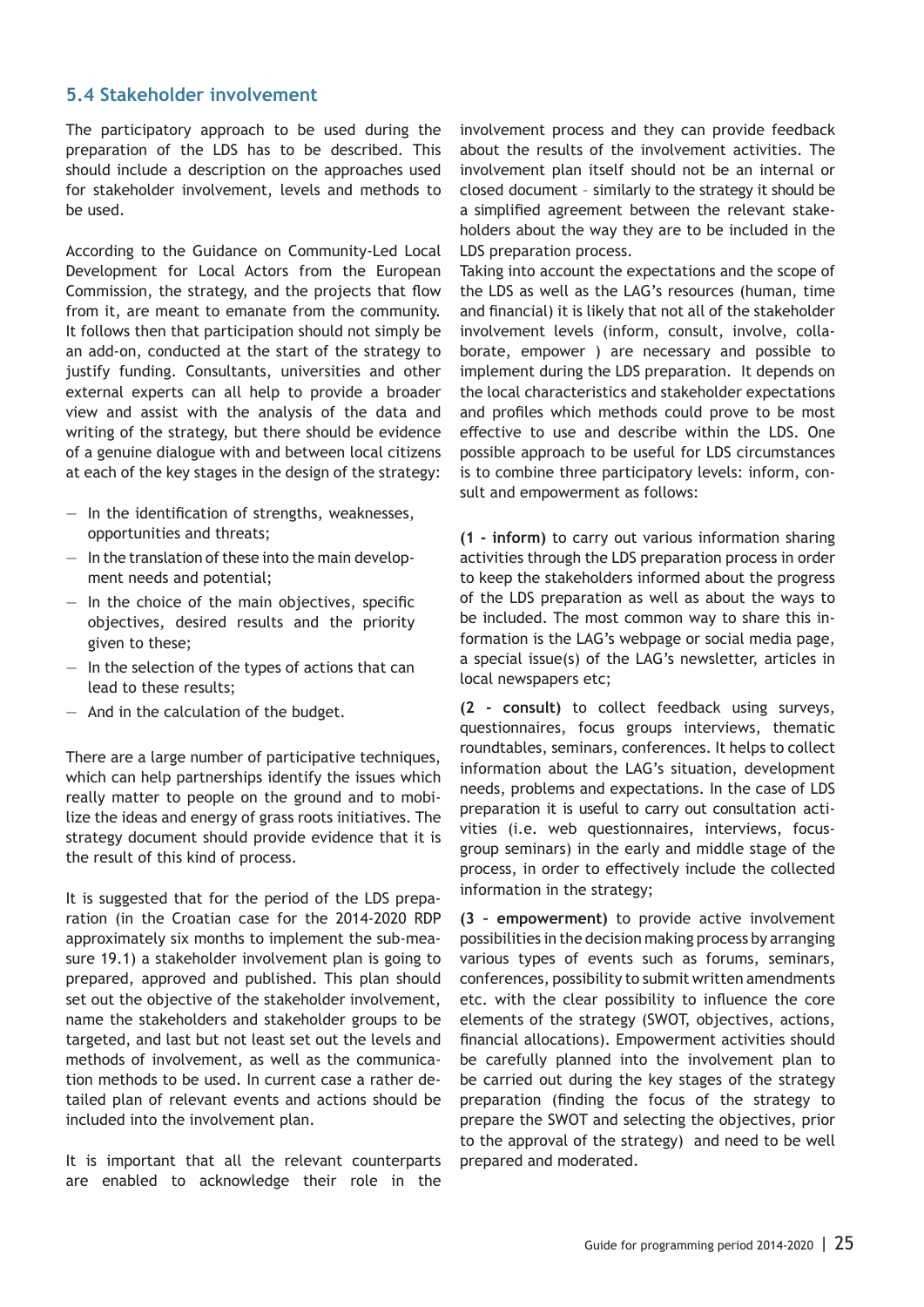### 5.4 Stakeholder involvement

The participatory approach to be used during the preparation of the LDS has to be described. This should include a description on the approaches used for stakeholder involvement, levels and methods to be used.

According to the Guidance on Community-Led Local Development for Local Actors from the European Commission, the strategy, and the projects that flow from it, are meant to emanate from the community. It follows then that participation should not simply be an add-on, conducted at the start of the strategy to justify funding. Consultants, universities and other external experts can all help to provide a broader view and assist with the analysis of the data and writing of the strategy, but there should be evidence of a genuine dialogue with and between local citizens at each of the key stages in the design of the strategy:

- In the identification of strengths, weaknesses, opportunities and threats;
- In the translation of these into the main development needs and potential;
- In the choice of the main objectives, specific objectives, desired results and the priority given to these;
- In the selection of the types of actions that can lead to these results;
- And in the calculation of the budget.

There are a large number of participative techniques, which can help partnerships identify the issues which really matter to people on the ground and to mobilize the ideas and energy of grass roots initiatives. The strategy document should provide evidence that it is the result of this kind of process.

It is suggested that for the period of the LDS preparation (in the Croatian case for the 2014-2020 RDP approximately six months to implement the sub-measure 19.1) a stakeholder involvement plan is going to be prepared, approved and published. This plan should set out the objective of the stakeholder involvement, name the stakeholders and stakeholder groups to be targeted, and last but not least set out the levels and methods of involvement, as well as the communication methods to be used. In current case a rather detailed plan of relevant events and actions should be included into the involvement plan.

It is important that all the relevant counterparts are enabled to acknowledge their role in the involvement process and they can provide feedback about the results of the involvement activities. The involvement plan itself should not be an internal or closed document – similarly to the strategy it should be a simplified agreement between the relevant stakeholders about the way they are to be included in the LDS preparation process.

Taking into account the expectations and the scope of the LDS as well as the LAG's resources (human, time and financial) it is likely that not all of the stakeholder involvement levels (inform, consult, involve, collaborate, empower ) are necessary and possible to implement during the LDS preparation. It depends on the local characteristics and stakeholder expectations and profiles which methods could prove to be most effective to use and describe within the LDS. One possible approach to be useful for LDS circumstances is to combine three participatory levels: inform, consult and empowerment as follows:

**(1 - inform)** to carry out various information sharing activities through the LDS preparation process in order to keep the stakeholders informed about the progress of the LDS preparation as well as about the ways to be included. The most common way to share this information is the LAG's webpage or social media page, a special issue(s) of the LAG's newsletter, articles in local newspapers etc;

**(2 - consult)** to collect feedback using surveys, questionnaires, focus groups interviews, thematic roundtables, seminars, conferences. It helps to collect information about the LAG's situation, development needs, problems and expectations. In the case of LDS preparation it is useful to carry out consultation activities (i.e. web questionnaires, interviews, focus-group seminars) in the early and middle stage of the process, in order to effectively include the collected information in the strategy;

**(3 – empowerment)** to provide active involvement possibilities in the decision making process by arranging various types of events such as forums, seminars, conferences, possibility to submit written amendments etc. with the clear possibility to influence the core elements of the strategy (SWOT, objectives, actions, financial allocations). Empowerment activities should be carefully planned into the involvement plan to be carried out during the key stages of the strategy preparation (finding the focus of the strategy to prepare the SWOT and selecting the objectives, prior to the approval of the strategy) and need to be well prepared and moderated.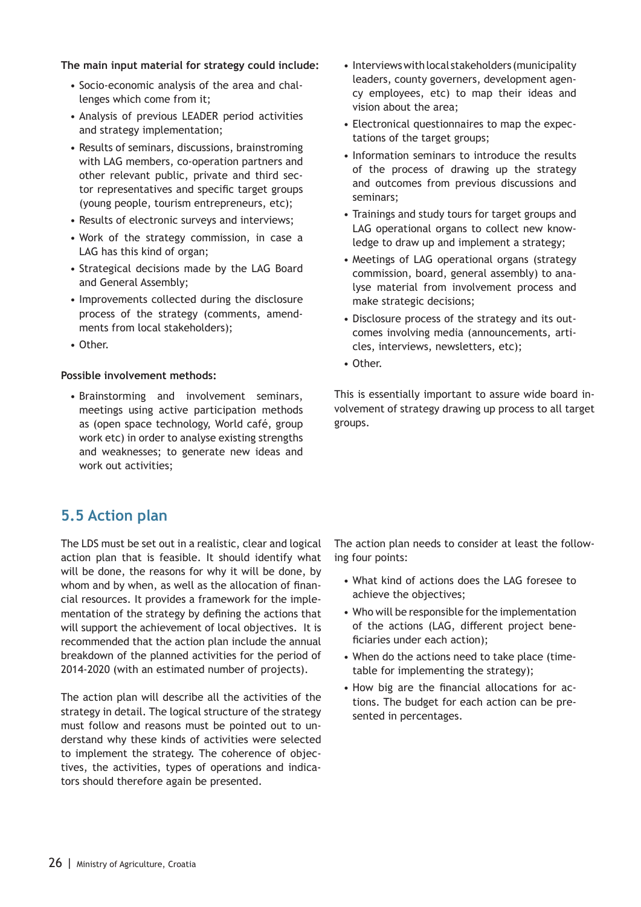**The main input material for strategy could include:**

- Socio-economic analysis of the area and challenges which come from it;
- Analysis of previous LEADER period activities and strategy implementation;
- Results of seminars, discussions, brainstroming with LAG members, co-operation partners and other relevant public, private and third sector representatives and specific target groups (young people, tourism entrepreneurs, etc);
- Results of electronic surveys and interviews;
- Work of the strategy commission, in case a LAG has this kind of organ;
- Strategical decisions made by the LAG Board and General Assembly;
- Improvements collected during the disclosure process of the strategy (comments, amendments from local stakeholders);
- Other.

**Possible involvement methods:**

- Brainstorming and involvement seminars, meetings using active participation methods as (open space technology, World café, group work etc) in order to analyse existing strengths and weaknesses; to generate new ideas and work out activities;
- Interviews with local stakeholders (municipality leaders, county governers, development agency employees, etc) to map their ideas and vision about the area;
- Electronical questionnaires to map the expectations of the target groups;
- Information seminars to introduce the results of the process of drawing up the strategy and outcomes from previous discussions and seminars;
- Trainings and study tours for target groups and LAG operational organs to collect new knowledge to draw up and implement a strategy;
- Meetings of LAG operational organs (strategy commission, board, general assembly) to analyse material from involvement process and make strategic decisions;
- Disclosure process of the strategy and its outcomes involving media (announcements, articles, interviews, newsletters, etc);
- Other.

This is essentially important to assure wide board involvement of strategy drawing up process to all target groups.

## 5.5 Action plan

The LDS must be set out in a realistic, clear and logical action plan that is feasible. It should identify what will be done, the reasons for why it will be done, by whom and by when, as well as the allocation of financial resources. It provides a framework for the implementation of the strategy by defining the actions that will support the achievement of local objectives. It is recommended that the action plan include the annual breakdown of the planned activities for the period of 2014-2020 (with an estimated number of projects).

The action plan will describe all the activities of the strategy in detail. The logical structure of the strategy must follow and reasons must be pointed out to understand why these kinds of activities were selected to implement the strategy. The coherence of objectives, the activities, types of operations and indicators should therefore again be presented.

The action plan needs to consider at least the following four points:

- What kind of actions does the LAG foresee to achieve the objectives;
- Who will be responsible for the implementation of the actions (LAG, different project beneficiaries under each action);
- When do the actions need to take place (timetable for implementing the strategy);
- How big are the financial allocations for actions. The budget for each action can be presented in percentages.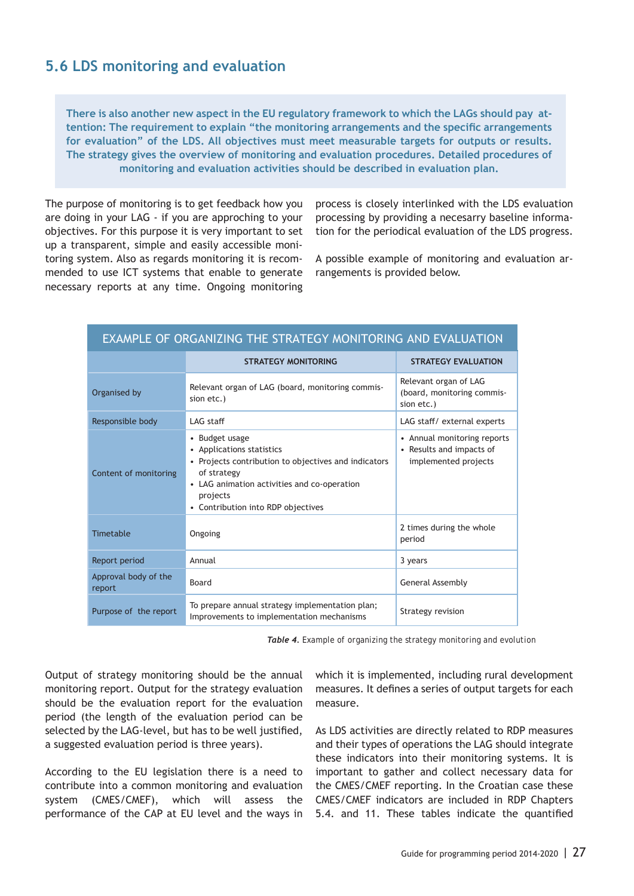## 5.6 LDS monitoring and evaluation

**There is also another new aspect in the EU regulatory framework to which the LAGs should pay attention: The requirement to explain "the monitoring arrangements and the specific arrangements for evaluation" of the LDS. All objectives must meet measurable targets for outputs or results. The strategy gives the overview of monitoring and evaluation procedures. Detailed procedures of monitoring and evaluation activities should be described in evaluation plan.**

The purpose of monitoring is to get feedback how you are doing in your LAG - if you are approching to your objectives. For this purpose it is very important to set up a transparent, simple and easily accessible monitoring system. Also as regards monitoring it is recommended to use ICT systems that enable to generate necessary reports at any time. Ongoing monitoring process is closely interlinked with the LDS evaluation processing by providing a necesarry baseline information for the periodical evaluation of the LDS progress.

A possible example of monitoring and evaluation arrangements is provided below.

| EXAMPLE OF ORGANIZING THE STRATEGY MONITORING AND EVALUATION | | |
|---|---|---|
| | **STRATEGY MONITORING** | **STRATEGY EVALUATION** |
| Organised by | Relevant organ of LAG (board, monitoring commission etc.) | Relevant organ of LAG (board, monitoring commission etc.) |
| Responsible body | LAG staff | LAG staff/ external experts |
| Content of monitoring | • Budget usage<br>• Applications statistics<br>• Projects contribution to objectives and indicators of strategy<br>• LAG animation activities and co-operation projects<br>• Contribution into RDP objectives | • Annual monitoring reports<br>• Results and impacts of implemented projects |
| Timetable | Ongoing | 2 times during the whole period |
| Report period | Annual | 3 years |
| Approval body of the report | Board | General Assembly |
| Purpose of the report | To prepare annual strategy implementation plan; Improvements to implementation mechanisms | Strategy revision |

***Table 4.*** Example of organizing the strategy monitoring and evolution

Output of strategy monitoring should be the annual monitoring report. Output for the strategy evaluation should be the evaluation report for the evaluation period (the length of the evaluation period can be selected by the LAG-level, but has to be well justified, a suggested evaluation period is three years).

According to the EU legislation there is a need to contribute into a common monitoring and evaluation system (CMES/CMEF), which will assess the performance of the CAP at EU level and the ways in which it is implemented, including rural development measures. It defines a series of output targets for each measure.

As LDS activities are directly related to RDP measures and their types of operations the LAG should integrate these indicators into their monitoring systems. It is important to gather and collect necessary data for the CMES/CMEF reporting. In the Croatian case these CMES/CMEF indicators are included in RDP Chapters 5.4. and 11. These tables indicate the quantified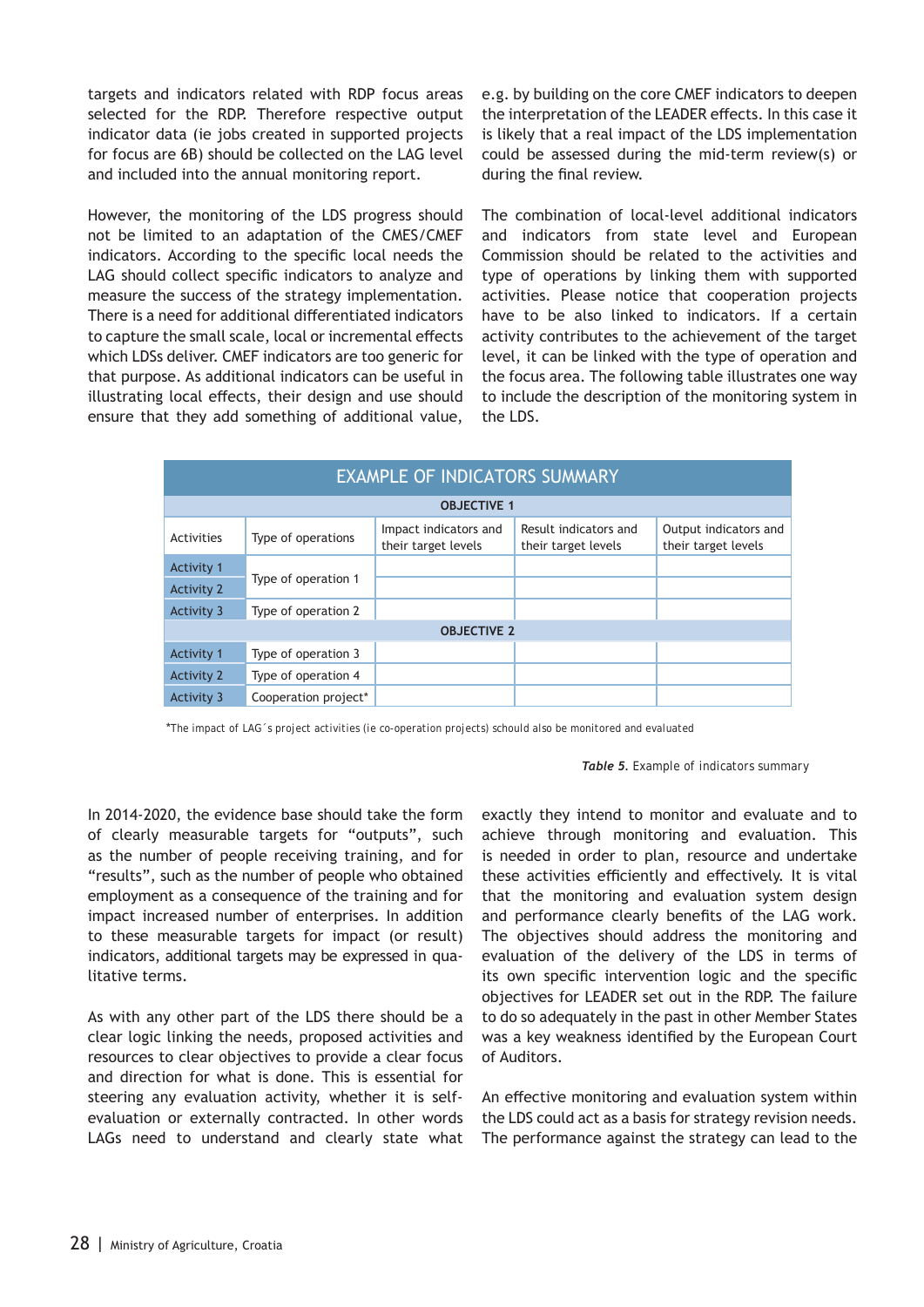targets and indicators related with RDP focus areas selected for the RDP. Therefore respective output indicator data (ie jobs created in supported projects for focus are 6B) should be collected on the LAG level and included into the annual monitoring report.

However, the monitoring of the LDS progress should not be limited to an adaptation of the CMES/CMEF indicators. According to the specific local needs the LAG should collect specific indicators to analyze and measure the success of the strategy implementation. There is a need for additional differentiated indicators to capture the small scale, local or incremental effects which LDSs deliver. CMEF indicators are too generic for that purpose. As additional indicators can be useful in illustrating local effects, their design and use should ensure that they add something of additional value, e.g. by building on the core CMEF indicators to deepen the interpretation of the LEADER effects. In this case it is likely that a real impact of the LDS implementation could be assessed during the mid-term review(s) or during the final review.

The combination of local-level additional indicators and indicators from state level and European Commission should be related to the activities and type of operations by linking them with supported activities. Please notice that cooperation projects have to be also linked to indicators. If a certain activity contributes to the achievement of the target level, it can be linked with the type of operation and the focus area. The following table illustrates one way to include the description of the monitoring system in the LDS.

| EXAMPLE OF INDICATORS SUMMARY | | | | |
|---|---|---|---|---|
| **OBJECTIVE 1** | | | | |
| Activities | Type of operations | Impact indicators and their target levels | Result indicators and their target levels | Output indicators and their target levels |
| Activity 1 | Type of operation 1 | | | |
| Activity 2 | | | | |
| Activity 3 | Type of operation 2 | | | |
| **OBJECTIVE 2** | | | | |
| Activity 1 | Type of operation 3 | | | |
| Activity 2 | Type of operation 4 | | | |
| Activity 3 | Cooperation project* | | | |

*The impact of LAG´s project activities (ie co-operation projects) schould also be monitored and evaluated

***Table 5**. Example of indicators summary*

In 2014-2020, the evidence base should take the form of clearly measurable targets for "outputs", such as the number of people receiving training, and for "results", such as the number of people who obtained employment as a consequence of the training and for impact increased number of enterprises. In addition to these measurable targets for impact (or result) indicators, additional targets may be expressed in qualitative terms.

As with any other part of the LDS there should be a clear logic linking the needs, proposed activities and resources to clear objectives to provide a clear focus and direction for what is done. This is essential for steering any evaluation activity, whether it is self-evaluation or externally contracted. In other words LAGs need to understand and clearly state what exactly they intend to monitor and evaluate and to achieve through monitoring and evaluation. This is needed in order to plan, resource and undertake these activities efficiently and effectively. It is vital that the monitoring and evaluation system design and performance clearly benefits of the LAG work. The objectives should address the monitoring and evaluation of the delivery of the LDS in terms of its own specific intervention logic and the specific objectives for LEADER set out in the RDP. The failure to do so adequately in the past in other Member States was a key weakness identified by the European Court of Auditors.

An effective monitoring and evaluation system within the LDS could act as a basis for strategy revision needs. The performance against the strategy can lead to the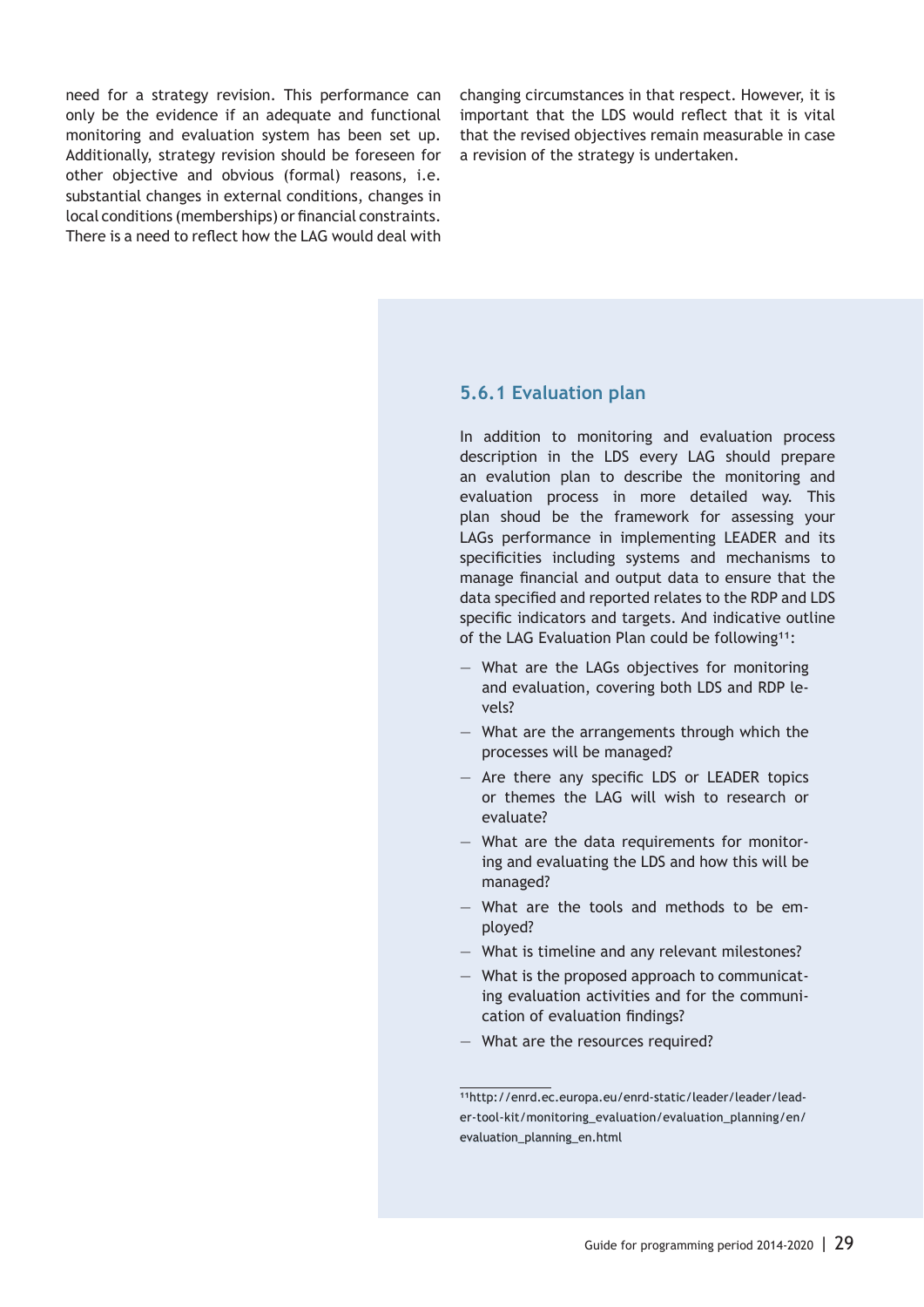need for a strategy revision. This performance can only be the evidence if an adequate and functional monitoring and evaluation system has been set up. Additionally, strategy revision should be foreseen for other objective and obvious (formal) reasons, i.e. substantial changes in external conditions, changes in local conditions (memberships) or financial constraints. There is a need to reflect how the LAG would deal with changing circumstances in that respect. However, it is important that the LDS would reflect that it is vital that the revised objectives remain measurable in case a revision of the strategy is undertaken.

### 5.6.1 Evaluation plan

In addition to monitoring and evaluation process description in the LDS every LAG should prepare an evalution plan to describe the monitoring and evaluation process in more detailed way. This plan shoud be the framework for assessing your LAGs performance in implementing LEADER and its specificities including systems and mechanisms to manage financial and output data to ensure that the data specified and reported relates to the RDP and LDS specific indicators and targets. And indicative outline of the LAG Evaluation Plan could be following[11]:

- What are the LAGs objectives for monitoring and evaluation, covering both LDS and RDP levels?
- What are the arrangements through which the processes will be managed?
- Are there any specific LDS or LEADER topics or themes the LAG will wish to research or evaluate?
- What are the data requirements for monitoring and evaluating the LDS and how this will be managed?
- What are the tools and methods to be employed?
- What is timeline and any relevant milestones?
- What is the proposed approach to communicating evaluation activities and for the communication of evaluation findings?
- What are the resources required?

[11] http://enrd.ec.europa.eu/enrd-static/leader/leader/leader-tool-kit/monitoring_evaluation/evaluation_planning/en/evaluation_planning_en.html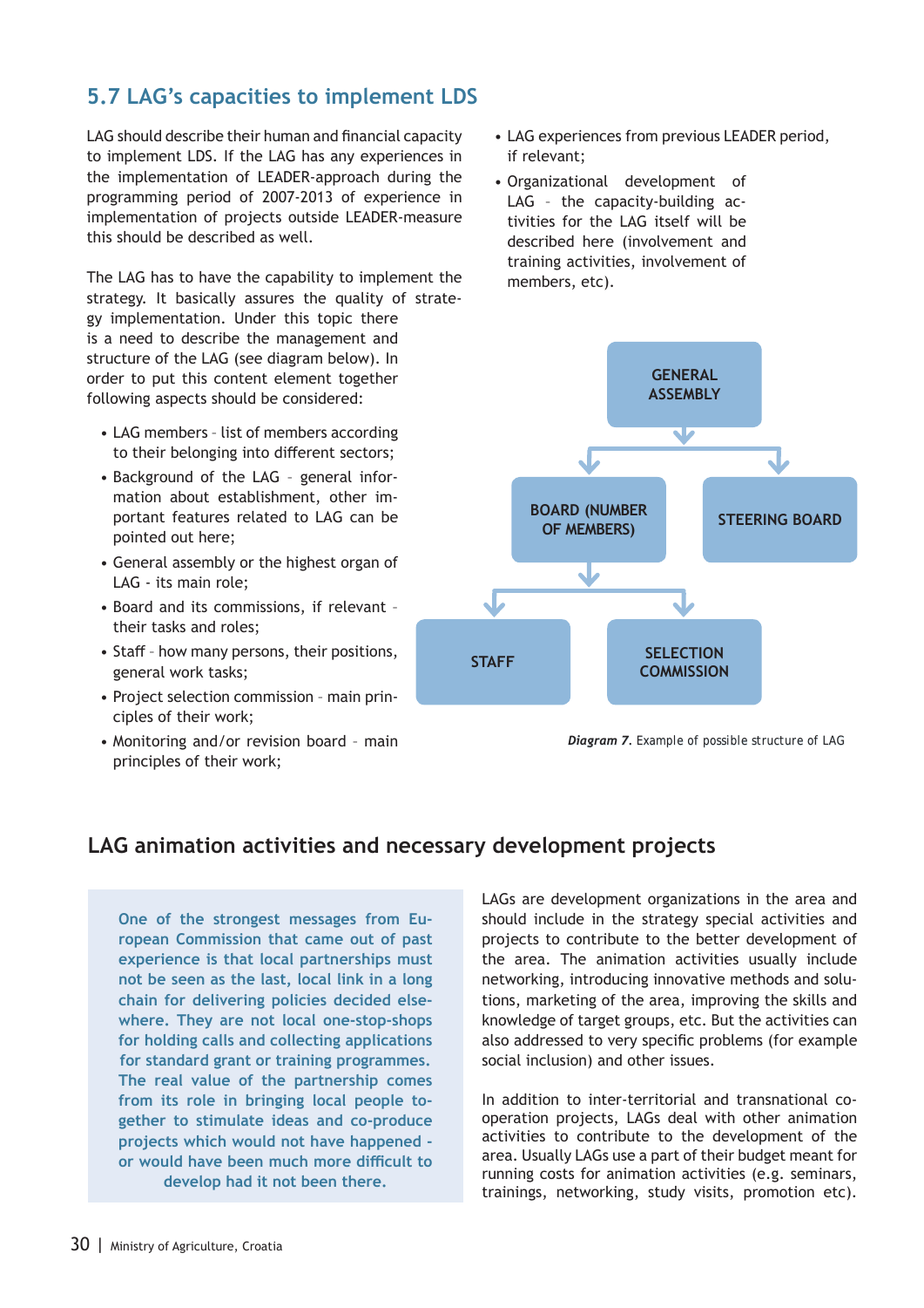## 5.7 LAG's capacities to implement LDS

LAG should describe their human and financial capacity to implement LDS. If the LAG has any experiences in the implementation of LEADER-approach during the programming period of 2007-2013 of experience in implementation of projects outside LEADER-measure this should be described as well.

The LAG has to have the capability to implement the strategy. It basically assures the quality of strategy implementation. Under this topic there is a need to describe the management and structure of the LAG (see diagram below). In order to put this content element together following aspects should be considered:

- LAG members – list of members according to their belonging into different sectors;
- Background of the LAG – general information about establishment, other important features related to LAG can be pointed out here;
- General assembly or the highest organ of LAG - its main role;
- Board and its commissions, if relevant – their tasks and roles;
- Staff – how many persons, their positions, general work tasks;
- Project selection commission – main principles of their work;
- Monitoring and/or revision board – main principles of their work;
- LAG experiences from previous LEADER period, if relevant;
- Organizational development of LAG – the capacity-building activities for the LAG itself will be described here (involvement and training activities, involvement of members, etc).

GENERAL ASSEMBLY → BOARD (NUMBER OF MEMBERS), STEERING BOARD

BOARD (NUMBER OF MEMBERS) → STAFF, SELECTION COMMISSION

***Diagram 7.*** Example of possible structure of LAG

## LAG animation activities and necessary development projects

**One of the strongest messages from European Commission that came out of past experience is that local partnerships must not be seen as the last, local link in a long chain for delivering policies decided elsewhere. They are not local one-stop-shops for holding calls and collecting applications for standard grant or training programmes. The real value of the partnership comes from its role in bringing local people together to stimulate ideas and co-produce projects which would not have happened - or would have been much more difficult to develop had it not been there.**

LAGs are development organizations in the area and should include in the strategy special activities and projects to contribute to the better development of the area. The animation activities usually include networking, introducing innovative methods and solutions, marketing of the area, improving the skills and knowledge of target groups, etc. But the activities can also addressed to very specific problems (for example social inclusion) and other issues.

In addition to inter-territorial and transnational cooperation projects, LAGs deal with other animation activities to contribute to the development of the area. Usually LAGs use a part of their budget meant for running costs for animation activities (e.g. seminars, trainings, networking, study visits, promotion etc).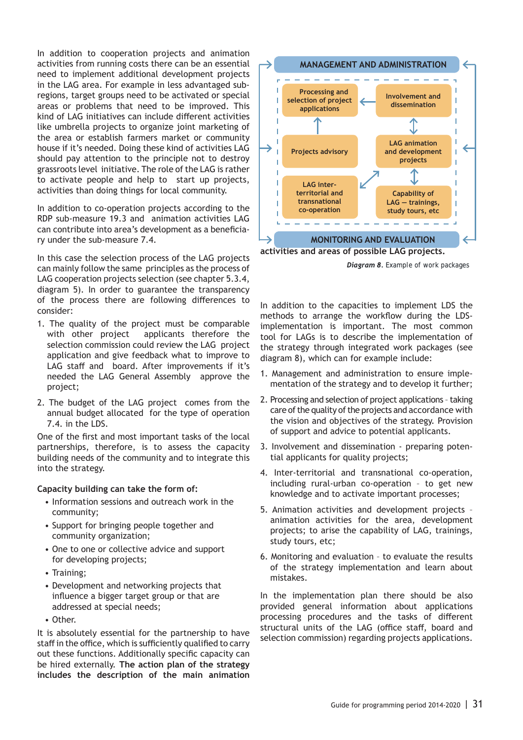In addition to cooperation projects and animation activities from running costs there can be an essential need to implement additional development projects in the LAG area. For example in less advantaged sub-regions, target groups need to be activated or special areas or problems that need to be improved. This kind of LAG initiatives can include different activities like umbrella projects to organize joint marketing of the area or establish farmers market or community house if it's needed. Doing these kind of activities LAG should pay attention to the principle not to destroy grassroots level initiative. The role of the LAG is rather to activate people and help to start up projects, activities than doing things for local community.

In addition to co-operation projects according to the RDP sub-measure 19.3 and animation activities LAG can contribute into area's development as a beneficiary under the sub-measure 7.4.

In this case the selection process of the LAG projects can mainly follow the same principles as the process of LAG cooperation projects selection (see chapter 5.3.4, diagram 5). In order to guarantee the transparency of the process there are following differences to consider:

1. The quality of the project must be comparable with other project applicants therefore the selection commission could review the LAG project application and give feedback what to improve to LAG staff and board. After improvements if it's needed the LAG General Assembly approve the project;
2. The budget of the LAG project comes from the annual budget allocated for the type of operation 7.4. in the LDS.

One of the first and most important tasks of the local partnerships, therefore, is to assess the capacity building needs of the community and to integrate this into the strategy.

**Capacity building can take the form of:**

- Information sessions and outreach work in the community;
- Support for bringing people together and community organization;
- One to one or collective advice and support for developing projects;
- Training;
- Development and networking projects that influence a bigger target group or that are addressed at special needs;
- Other.

It is absolutely essential for the partnership to have staff in the office, which is sufficiently qualified to carry out these functions. Additionally specific capacity can be hired externally. **The action plan of the strategy includes the description of the main animation activities and areas of possible LAG projects.**

MANAGEMENT AND ADMINISTRATION

Processing and selection of project applications | Involvement and dissemination | Projects advisory | LAG animation and development projects | LAG inter-territorial and transnational co-operation | Capability of LAG – trainings, study tours, etc

MONITORING AND EVALUATION

***Diagram 8.*** Example of work packages

In addition to the capacities to implement LDS the methods to arrange the workflow during the LDS-implementation is important. The most common tool for LAGs is to describe the implementation of the strategy through integrated work packages (see diagram 8), which can for example include:

1. Management and administration to ensure implementation of the strategy and to develop it further;
2. Processing and selection of project applications - taking care of the quality of the projects and accordance with the vision and objectives of the strategy. Provision of support and advice to potential applicants.
3. Involvement and dissemination - preparing potential applicants for quality projects;
4. Inter-territorial and transnational co-operation, including rural-urban co-operation - to get new knowledge and to activate important processes;
5. Animation activities and development projects - animation activities for the area, development projects; to arise the capability of LAG, trainings, study tours, etc;
6. Monitoring and evaluation - to evaluate the results of the strategy implementation and learn about mistakes.

In the implementation plan there should be also provided general information about applications processing procedures and the tasks of different structural units of the LAG (office staff, board and selection commission) regarding projects applications.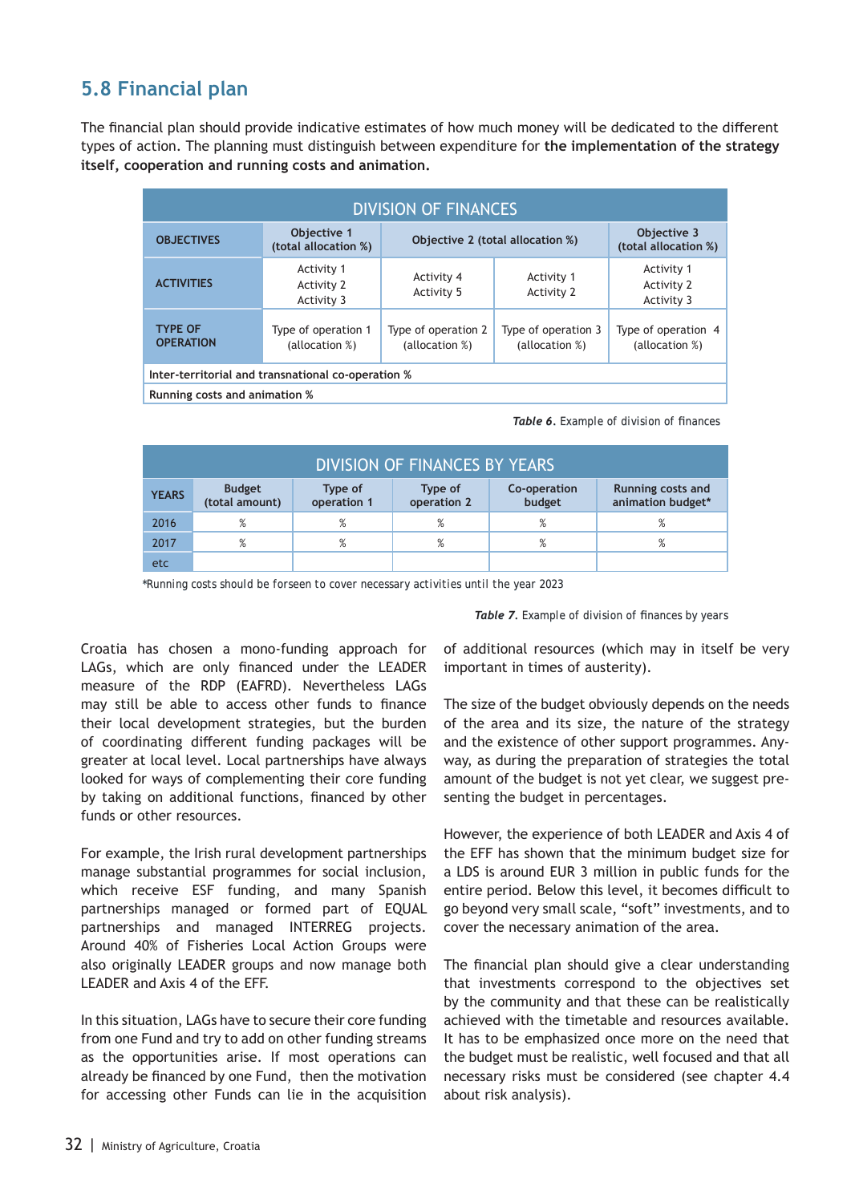## 5.8 Financial plan

The financial plan should provide indicative estimates of how much money will be dedicated to the different types of action. The planning must distinguish between expenditure for **the implementation of the strategy itself, cooperation and running costs and animation.**

| DIVISION OF FINANCES | | | | |
|---|---|---|---|---|
| **OBJECTIVES** | **Objective 1 (total allocation %)** | **Objective 2 (total allocation %)** | | **Objective 3 (total allocation %)** |
| **ACTIVITIES** | Activity 1<br>Activity 2<br>Activity 3 | Activity 4<br>Activity 5 | Activity 1<br>Activity 2 | Activity 1<br>Activity 2<br>Activity 3 |
| **TYPE OF OPERATION** | Type of operation 1 (allocation %) | Type of operation 2 (allocation %) | Type of operation 3 (allocation %) | Type of operation 4 (allocation %) |
| **Inter-territorial and transnational co-operation %** | | | | |
| **Running costs and animation %** | | | | |

***Table 6***. Example of division of finances

| DIVISION OF FINANCES BY YEARS | | | | | |
|---|---|---|---|---|---|
| **YEARS** | **Budget (total amount)** | **Type of operation 1** | **Type of operation 2** | **Co-operation budget** | **Running costs and animation budget*** |
| 2016 | % | % | % | % | % |
| 2017 | % | % | % | % | % |
| etc | | | | | |

*Running costs should be forseen to cover necessary activities until the year 2023

***Table 7***. Example of division of finances by years

Croatia has chosen a mono-funding approach for LAGs, which are only financed under the LEADER measure of the RDP (EAFRD). Nevertheless LAGs may still be able to access other funds to finance their local development strategies, but the burden of coordinating different funding packages will be greater at local level. Local partnerships have always looked for ways of complementing their core funding by taking on additional functions, financed by other funds or other resources.

For example, the Irish rural development partnerships manage substantial programmes for social inclusion, which receive ESF funding, and many Spanish partnerships managed or formed part of EQUAL partnerships and managed INTERREG projects. Around 40% of Fisheries Local Action Groups were also originally LEADER groups and now manage both LEADER and Axis 4 of the EFF.

In this situation, LAGs have to secure their core funding from one Fund and try to add on other funding streams as the opportunities arise. If most operations can already be financed by one Fund, then the motivation for accessing other Funds can lie in the acquisition of additional resources (which may in itself be very important in times of austerity).

The size of the budget obviously depends on the needs of the area and its size, the nature of the strategy and the existence of other support programmes. Anyway, as during the preparation of strategies the total amount of the budget is not yet clear, we suggest presenting the budget in percentages.

However, the experience of both LEADER and Axis 4 of the EFF has shown that the minimum budget size for a LDS is around EUR 3 million in public funds for the entire period. Below this level, it becomes difficult to go beyond very small scale, "soft" investments, and to cover the necessary animation of the area.

The financial plan should give a clear understanding that investments correspond to the objectives set by the community and that these can be realistically achieved with the timetable and resources available. It has to be emphasized once more on the need that the budget must be realistic, well focused and that all necessary risks must be considered (see chapter 4.4 about risk analysis).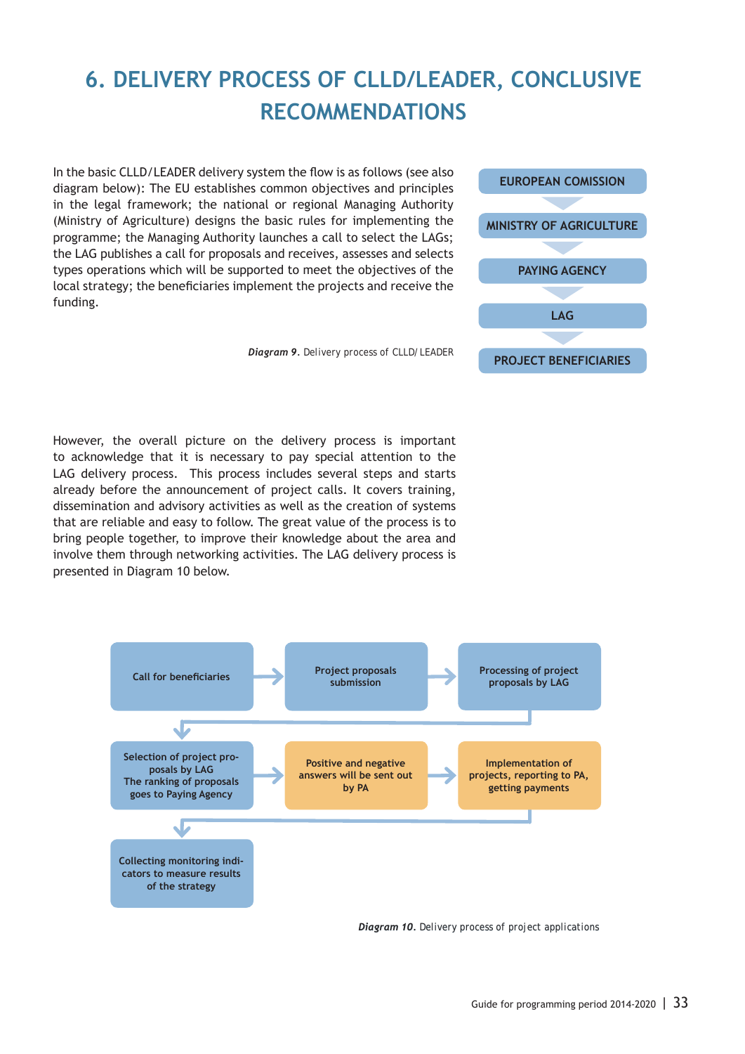# 6. DELIVERY PROCESS OF CLLD/LEADER, CONCLUSIVE RECOMMENDATIONS

In the basic CLLD/LEADER delivery system the flow is as follows (see also diagram below): The EU establishes common objectives and principles in the legal framework; the national or regional Managing Authority (Ministry of Agriculture) designs the basic rules for implementing the programme; the Managing Authority launches a call to select the LAGs; the LAG publishes a call for proposals and receives, assesses and selects types operations which will be supported to meet the objectives of the local strategy; the beneficiaries implement the projects and receive the funding.

EUROPEAN COMISSION

MINISTRY OF AGRICULTURE

PAYING AGENCY

LAG

PROJECT BENEFICIARIES

***Diagram 9***. Delivery process of CLLD/ LEADER

However, the overall picture on the delivery process is important to acknowledge that it is necessary to pay special attention to the LAG delivery process. This process includes several steps and starts already before the announcement of project calls. It covers training, dissemination and advisory activities as well as the creation of systems that are reliable and easy to follow. The great value of the process is to bring people together, to improve their knowledge about the area and involve them through networking activities. The LAG delivery process is presented in Diagram 10 below.

Call for beneficiaries → Project proposals submission → Processing of project proposals by LAG

→ Selection of project proposals by LAG The ranking of proposals goes to Paying Agency → Positive and negative answers will be sent out by PA → Implementation of projects, reporting to PA, getting payments

→ Collecting monitoring indicators to measure results of the strategy

***Diagram 10.*** Delivery process of project applications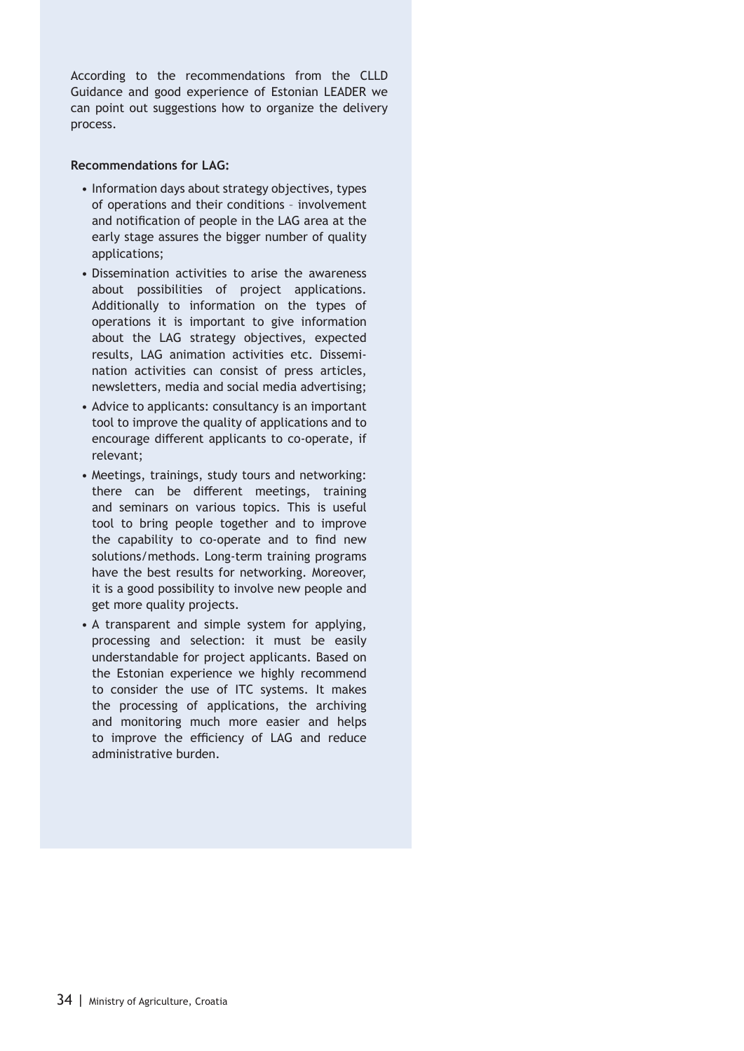According to the recommendations from the CLLD Guidance and good experience of Estonian LEADER we can point out suggestions how to organize the delivery process.

**Recommendations for LAG:**

- Information days about strategy objectives, types of operations and their conditions – involvement and notification of people in the LAG area at the early stage assures the bigger number of quality applications;
- Dissemination activities to arise the awareness about possibilities of project applications. Additionally to information on the types of operations it is important to give information about the LAG strategy objectives, expected results, LAG animation activities etc. Dissemination activities can consist of press articles, newsletters, media and social media advertising;
- Advice to applicants: consultancy is an important tool to improve the quality of applications and to encourage different applicants to co-operate, if relevant;
- Meetings, trainings, study tours and networking: there can be different meetings, training and seminars on various topics. This is useful tool to bring people together and to improve the capability to co-operate and to find new solutions/methods. Long-term training programs have the best results for networking. Moreover, it is a good possibility to involve new people and get more quality projects.
- A transparent and simple system for applying, processing and selection: it must be easily understandable for project applicants. Based on the Estonian experience we highly recommend to consider the use of ITC systems. It makes the processing of applications, the archiving and monitoring much more easier and helps to improve the efficiency of LAG and reduce administrative burden.